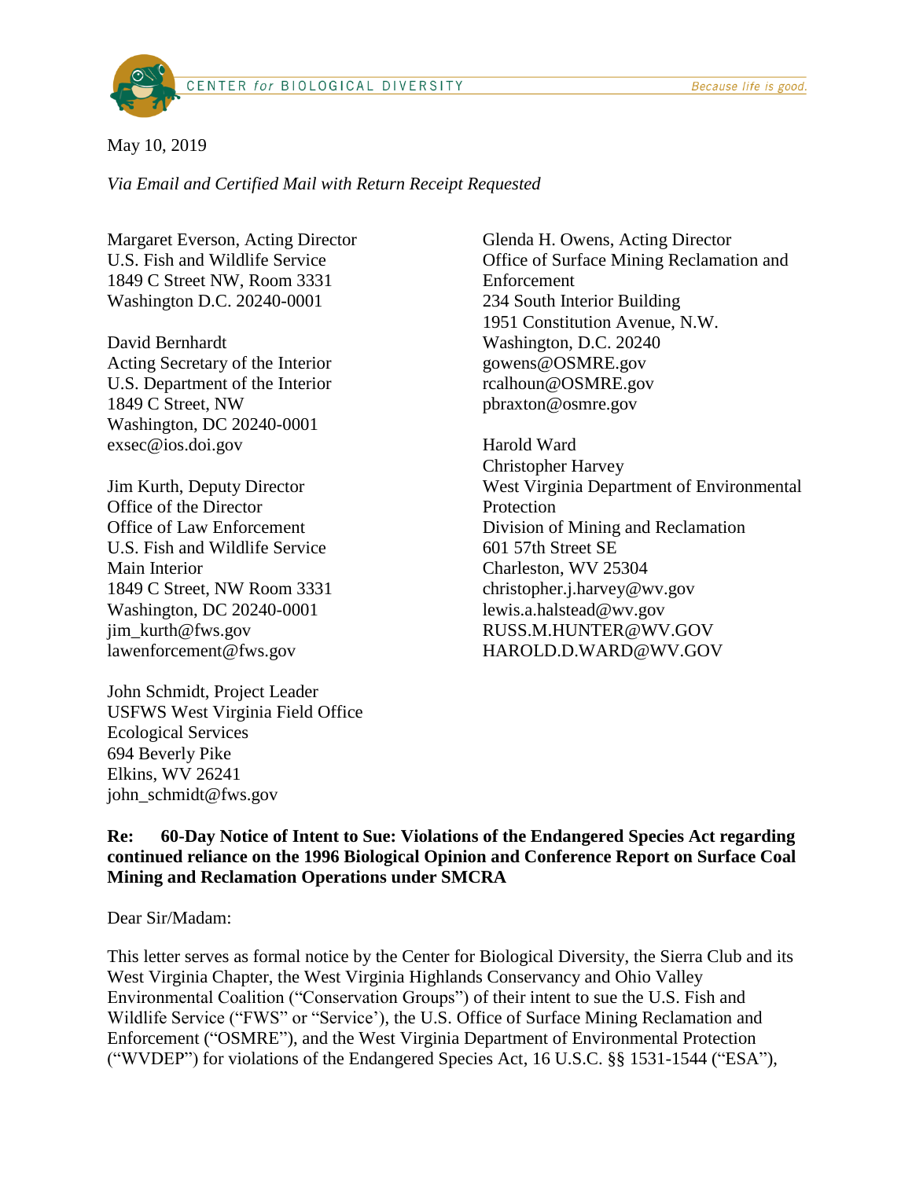CENTER for BIOLOGICAL DIVERSITY — *Because life is good.*

May 10, 2019

*Via Email and Certified Mail with Return Receipt Requested*

Margaret Everson, Acting Director
U.S. Fish and Wildlife Service
1849 C Street NW, Room 3331
Washington D.C. 20240-0001

David Bernhardt
Acting Secretary of the Interior
U.S. Department of the Interior
1849 C Street, NW
Washington, DC 20240-0001
exsec@ios.doi.gov

Jim Kurth, Deputy Director
Office of the Director
Office of Law Enforcement
U.S. Fish and Wildlife Service
Main Interior
1849 C Street, NW Room 3331
Washington, DC 20240-0001
jim_kurth@fws.gov
lawenforcement@fws.gov

John Schmidt, Project Leader
USFWS West Virginia Field Office
Ecological Services
694 Beverly Pike
Elkins, WV 26241
john_schmidt@fws.gov

Glenda H. Owens, Acting Director
Office of Surface Mining Reclamation and Enforcement
234 South Interior Building
1951 Constitution Avenue, N.W.
Washington, D.C. 20240
gowens@OSMRE.gov
rcalhoun@OSMRE.gov
pbraxton@osmre.gov

Harold Ward
Christopher Harvey
West Virginia Department of Environmental Protection
Division of Mining and Reclamation
601 57th Street SE
Charleston, WV 25304
christopher.j.harvey@wv.gov
lewis.a.halstead@wv.gov
RUSS.M.HUNTER@WV.GOV
HAROLD.D.WARD@WV.GOV

**Re: 60-Day Notice of Intent to Sue: Violations of the Endangered Species Act regarding continued reliance on the 1996 Biological Opinion and Conference Report on Surface Coal Mining and Reclamation Operations under SMCRA**

Dear Sir/Madam:

This letter serves as formal notice by the Center for Biological Diversity, the Sierra Club and its West Virginia Chapter, the West Virginia Highlands Conservancy and Ohio Valley Environmental Coalition ("Conservation Groups") of their intent to sue the U.S. Fish and Wildlife Service ("FWS" or "Service'), the U.S. Office of Surface Mining Reclamation and Enforcement ("OSMRE"), and the West Virginia Department of Environmental Protection ("WVDEP") for violations of the Endangered Species Act, 16 U.S.C. §§ 1531-1544 ("ESA"),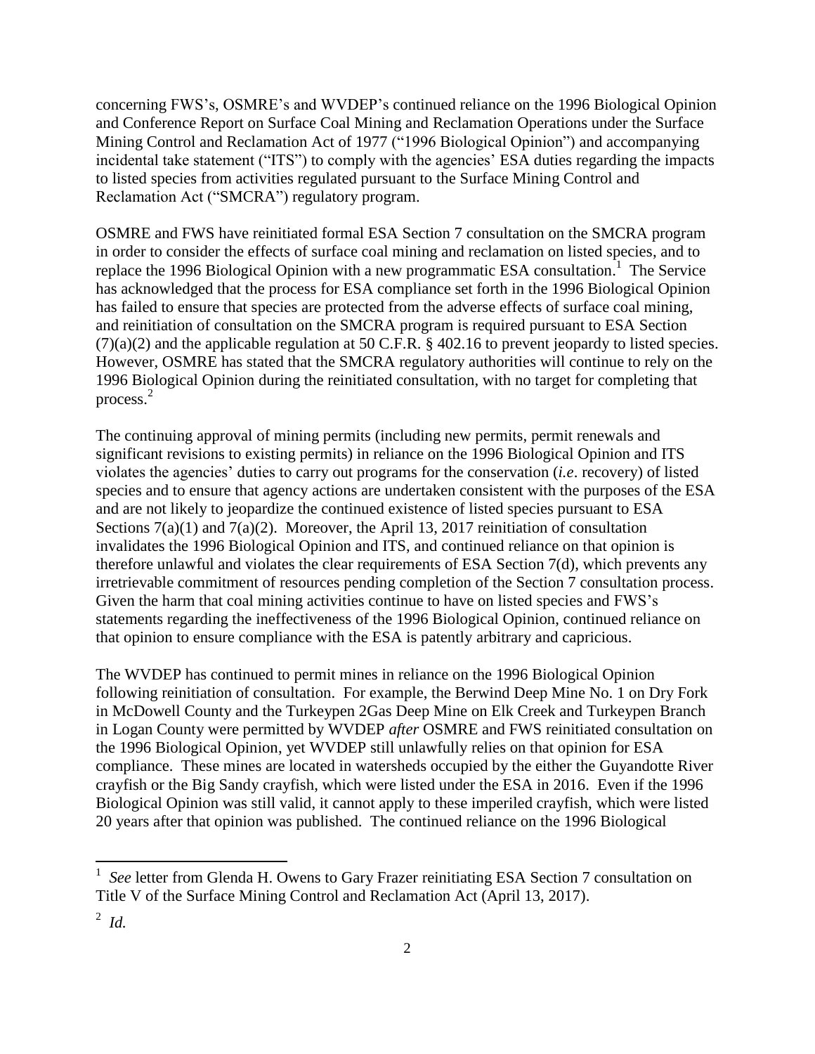concerning FWS's, OSMRE's and WVDEP's continued reliance on the 1996 Biological Opinion and Conference Report on Surface Coal Mining and Reclamation Operations under the Surface Mining Control and Reclamation Act of 1977 ("1996 Biological Opinion") and accompanying incidental take statement ("ITS") to comply with the agencies' ESA duties regarding the impacts to listed species from activities regulated pursuant to the Surface Mining Control and Reclamation Act ("SMCRA") regulatory program.

OSMRE and FWS have reinitiated formal ESA Section 7 consultation on the SMCRA program in order to consider the effects of surface coal mining and reclamation on listed species, and to replace the 1996 Biological Opinion with a new programmatic ESA consultation.[1] The Service has acknowledged that the process for ESA compliance set forth in the 1996 Biological Opinion has failed to ensure that species are protected from the adverse effects of surface coal mining, and reinitiation of consultation on the SMCRA program is required pursuant to ESA Section (7)(a)(2) and the applicable regulation at 50 C.F.R. § 402.16 to prevent jeopardy to listed species. However, OSMRE has stated that the SMCRA regulatory authorities will continue to rely on the 1996 Biological Opinion during the reinitiated consultation, with no target for completing that process.[2]

The continuing approval of mining permits (including new permits, permit renewals and significant revisions to existing permits) in reliance on the 1996 Biological Opinion and ITS violates the agencies' duties to carry out programs for the conservation (*i.e*. recovery) of listed species and to ensure that agency actions are undertaken consistent with the purposes of the ESA and are not likely to jeopardize the continued existence of listed species pursuant to ESA Sections 7(a)(1) and 7(a)(2). Moreover, the April 13, 2017 reinitiation of consultation invalidates the 1996 Biological Opinion and ITS, and continued reliance on that opinion is therefore unlawful and violates the clear requirements of ESA Section 7(d), which prevents any irretrievable commitment of resources pending completion of the Section 7 consultation process. Given the harm that coal mining activities continue to have on listed species and FWS's statements regarding the ineffectiveness of the 1996 Biological Opinion, continued reliance on that opinion to ensure compliance with the ESA is patently arbitrary and capricious.

The WVDEP has continued to permit mines in reliance on the 1996 Biological Opinion following reinitiation of consultation. For example, the Berwind Deep Mine No. 1 on Dry Fork in McDowell County and the Turkeypen 2Gas Deep Mine on Elk Creek and Turkeypen Branch in Logan County were permitted by WVDEP *after* OSMRE and FWS reinitiated consultation on the 1996 Biological Opinion, yet WVDEP still unlawfully relies on that opinion for ESA compliance. These mines are located in watersheds occupied by the either the Guyandotte River crayfish or the Big Sandy crayfish, which were listed under the ESA in 2016. Even if the 1996 Biological Opinion was still valid, it cannot apply to these imperiled crayfish, which were listed 20 years after that opinion was published. The continued reliance on the 1996 Biological

---

[1] *See* letter from Glenda H. Owens to Gary Frazer reinitiating ESA Section 7 consultation on Title V of the Surface Mining Control and Reclamation Act (April 13, 2017).

[2] *Id.*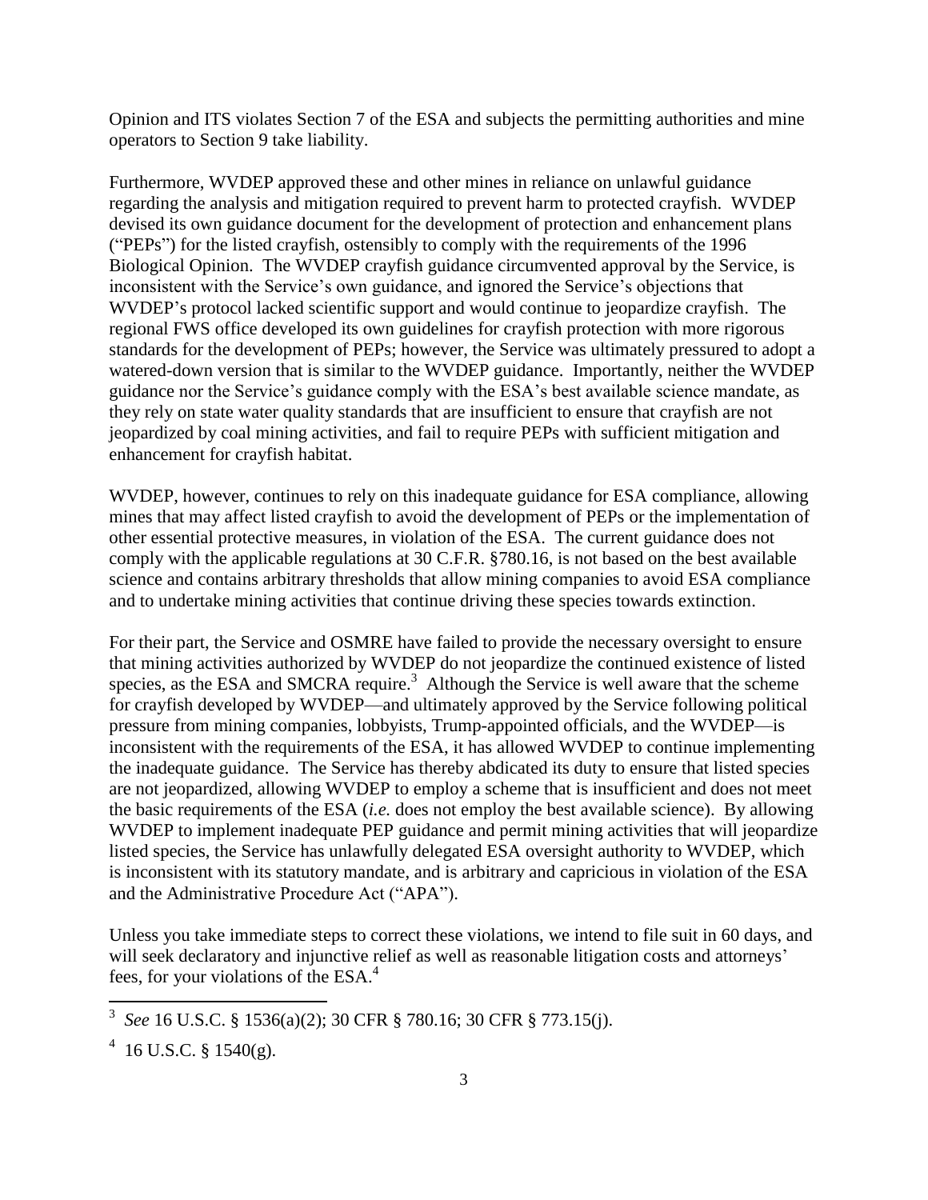Opinion and ITS violates Section 7 of the ESA and subjects the permitting authorities and mine operators to Section 9 take liability.

Furthermore, WVDEP approved these and other mines in reliance on unlawful guidance regarding the analysis and mitigation required to prevent harm to protected crayfish. WVDEP devised its own guidance document for the development of protection and enhancement plans ("PEPs") for the listed crayfish, ostensibly to comply with the requirements of the 1996 Biological Opinion. The WVDEP crayfish guidance circumvented approval by the Service, is inconsistent with the Service's own guidance, and ignored the Service's objections that WVDEP's protocol lacked scientific support and would continue to jeopardize crayfish. The regional FWS office developed its own guidelines for crayfish protection with more rigorous standards for the development of PEPs; however, the Service was ultimately pressured to adopt a watered-down version that is similar to the WVDEP guidance. Importantly, neither the WVDEP guidance nor the Service's guidance comply with the ESA's best available science mandate, as they rely on state water quality standards that are insufficient to ensure that crayfish are not jeopardized by coal mining activities, and fail to require PEPs with sufficient mitigation and enhancement for crayfish habitat.

WVDEP, however, continues to rely on this inadequate guidance for ESA compliance, allowing mines that may affect listed crayfish to avoid the development of PEPs or the implementation of other essential protective measures, in violation of the ESA. The current guidance does not comply with the applicable regulations at 30 C.F.R. §780.16, is not based on the best available science and contains arbitrary thresholds that allow mining companies to avoid ESA compliance and to undertake mining activities that continue driving these species towards extinction.

For their part, the Service and OSMRE have failed to provide the necessary oversight to ensure that mining activities authorized by WVDEP do not jeopardize the continued existence of listed species, as the ESA and SMCRA require.[3] Although the Service is well aware that the scheme for crayfish developed by WVDEP—and ultimately approved by the Service following political pressure from mining companies, lobbyists, Trump-appointed officials, and the WVDEP—is inconsistent with the requirements of the ESA, it has allowed WVDEP to continue implementing the inadequate guidance. The Service has thereby abdicated its duty to ensure that listed species are not jeopardized, allowing WVDEP to employ a scheme that is insufficient and does not meet the basic requirements of the ESA (*i.e.* does not employ the best available science). By allowing WVDEP to implement inadequate PEP guidance and permit mining activities that will jeopardize listed species, the Service has unlawfully delegated ESA oversight authority to WVDEP, which is inconsistent with its statutory mandate, and is arbitrary and capricious in violation of the ESA and the Administrative Procedure Act ("APA").

Unless you take immediate steps to correct these violations, we intend to file suit in 60 days, and will seek declaratory and injunctive relief as well as reasonable litigation costs and attorneys' fees, for your violations of the ESA.[4]

---

[3] *See* 16 U.S.C. § 1536(a)(2); 30 CFR § 780.16; 30 CFR § 773.15(j).

[4] 16 U.S.C. § 1540(g).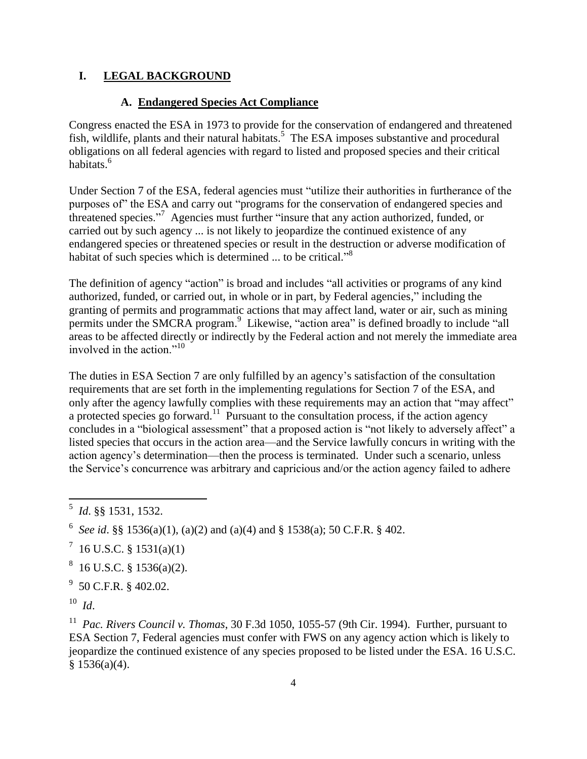# I. LEGAL BACKGROUND

## A. Endangered Species Act Compliance

Congress enacted the ESA in 1973 to provide for the conservation of endangered and threatened fish, wildlife, plants and their natural habitats.[5] The ESA imposes substantive and procedural obligations on all federal agencies with regard to listed and proposed species and their critical habitats.[6]

Under Section 7 of the ESA, federal agencies must "utilize their authorities in furtherance of the purposes of" the ESA and carry out "programs for the conservation of endangered species and threatened species."[7] Agencies must further "insure that any action authorized, funded, or carried out by such agency ... is not likely to jeopardize the continued existence of any endangered species or threatened species or result in the destruction or adverse modification of habitat of such species which is determined ... to be critical."[8]

The definition of agency "action" is broad and includes "all activities or programs of any kind authorized, funded, or carried out, in whole or in part, by Federal agencies," including the granting of permits and programmatic actions that may affect land, water or air, such as mining permits under the SMCRA program.[9] Likewise, "action area" is defined broadly to include "all areas to be affected directly or indirectly by the Federal action and not merely the immediate area involved in the action."[10]

The duties in ESA Section 7 are only fulfilled by an agency's satisfaction of the consultation requirements that are set forth in the implementing regulations for Section 7 of the ESA, and only after the agency lawfully complies with these requirements may an action that "may affect" a protected species go forward.[11] Pursuant to the consultation process, if the action agency concludes in a "biological assessment" that a proposed action is "not likely to adversely affect" a listed species that occurs in the action area—and the Service lawfully concurs in writing with the action agency's determination—then the process is terminated. Under such a scenario, unless the Service's concurrence was arbitrary and capricious and/or the action agency failed to adhere

---

[5] *Id*. §§ 1531, 1532.

[6] *See id*. §§ 1536(a)(1), (a)(2) and (a)(4) and § 1538(a); 50 C.F.R. § 402.

[7] 16 U.S.C. § 1531(a)(1)

[8] 16 U.S.C. § 1536(a)(2).

[9] 50 C.F.R. § 402.02.

[10] *Id*.

[11] *Pac. Rivers Council v. Thomas*, 30 F.3d 1050, 1055-57 (9th Cir. 1994). Further, pursuant to ESA Section 7, Federal agencies must confer with FWS on any agency action which is likely to jeopardize the continued existence of any species proposed to be listed under the ESA. 16 U.S.C. § 1536(a)(4).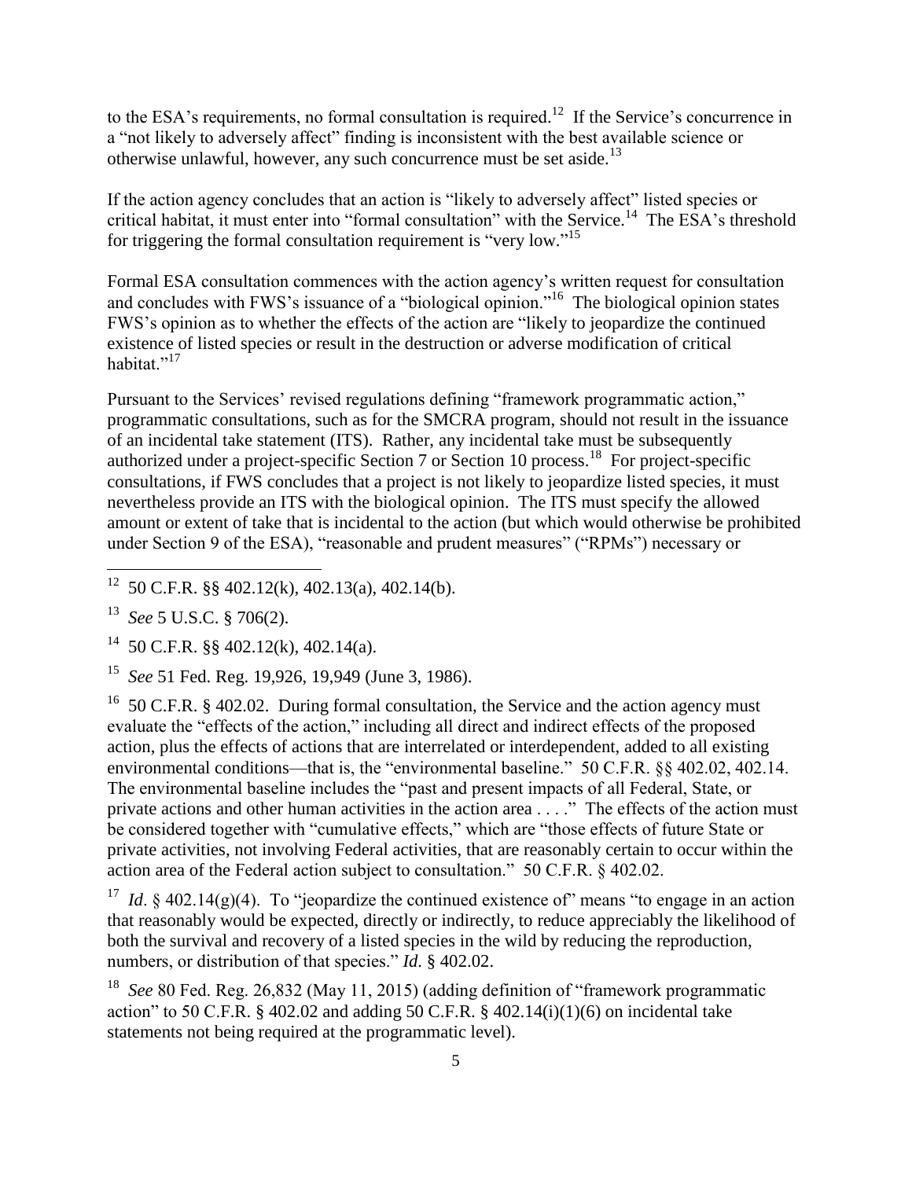to the ESA's requirements, no formal consultation is required.[12] If the Service's concurrence in a "not likely to adversely affect" finding is inconsistent with the best available science or otherwise unlawful, however, any such concurrence must be set aside.[13]

If the action agency concludes that an action is "likely to adversely affect" listed species or critical habitat, it must enter into "formal consultation" with the Service.[14] The ESA's threshold for triggering the formal consultation requirement is "very low."[15]

Formal ESA consultation commences with the action agency's written request for consultation and concludes with FWS's issuance of a "biological opinion."[16] The biological opinion states FWS's opinion as to whether the effects of the action are "likely to jeopardize the continued existence of listed species or result in the destruction or adverse modification of critical habitat."[17]

Pursuant to the Services' revised regulations defining "framework programmatic action," programmatic consultations, such as for the SMCRA program, should not result in the issuance of an incidental take statement (ITS). Rather, any incidental take must be subsequently authorized under a project-specific Section 7 or Section 10 process.[18] For project-specific consultations, if FWS concludes that a project is not likely to jeopardize listed species, it must nevertheless provide an ITS with the biological opinion. The ITS must specify the allowed amount or extent of take that is incidental to the action (but which would otherwise be prohibited under Section 9 of the ESA), "reasonable and prudent measures" ("RPMs") necessary or

---

[12] 50 C.F.R. §§ 402.12(k), 402.13(a), 402.14(b).

[13] *See* 5 U.S.C. § 706(2).

[14] 50 C.F.R. §§ 402.12(k), 402.14(a).

[15] *See* 51 Fed. Reg. 19,926, 19,949 (June 3, 1986).

[16] 50 C.F.R. § 402.02. During formal consultation, the Service and the action agency must evaluate the "effects of the action," including all direct and indirect effects of the proposed action, plus the effects of actions that are interrelated or interdependent, added to all existing environmental conditions—that is, the "environmental baseline." 50 C.F.R. §§ 402.02, 402.14. The environmental baseline includes the "past and present impacts of all Federal, State, or private actions and other human activities in the action area . . . ." The effects of the action must be considered together with "cumulative effects," which are "those effects of future State or private activities, not involving Federal activities, that are reasonably certain to occur within the action area of the Federal action subject to consultation." 50 C.F.R. § 402.02.

[17] *Id*. § 402.14(g)(4). To "jeopardize the continued existence of" means "to engage in an action that reasonably would be expected, directly or indirectly, to reduce appreciably the likelihood of both the survival and recovery of a listed species in the wild by reducing the reproduction, numbers, or distribution of that species." *Id*. § 402.02.

[18] *See* 80 Fed. Reg. 26,832 (May 11, 2015) (adding definition of "framework programmatic action" to 50 C.F.R. § 402.02 and adding 50 C.F.R. § 402.14(i)(1)(6) on incidental take statements not being required at the programmatic level).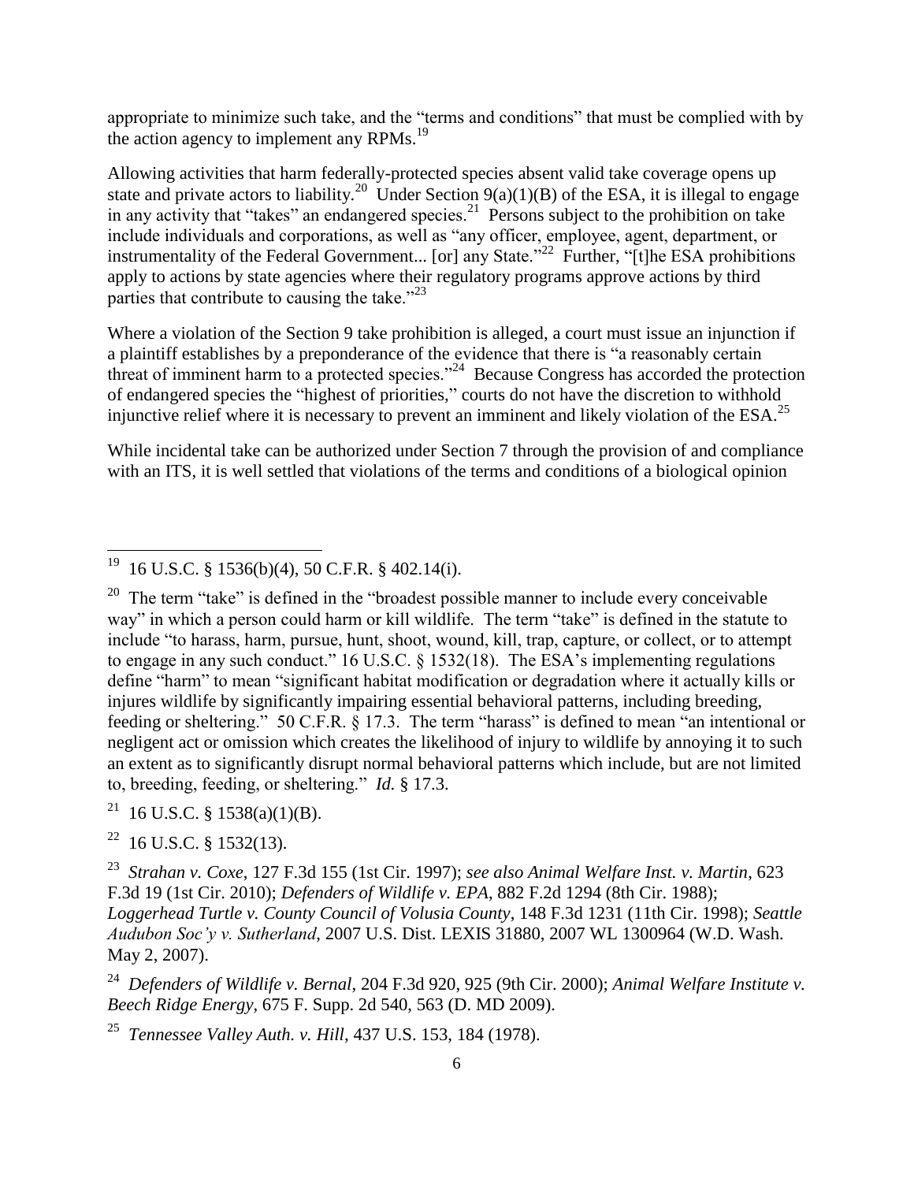appropriate to minimize such take, and the "terms and conditions" that must be complied with by the action agency to implement any RPMs.[19]

Allowing activities that harm federally-protected species absent valid take coverage opens up state and private actors to liability.[20] Under Section 9(a)(1)(B) of the ESA, it is illegal to engage in any activity that "takes" an endangered species.[21] Persons subject to the prohibition on take include individuals and corporations, as well as "any officer, employee, agent, department, or instrumentality of the Federal Government... [or] any State."[22] Further, "[t]he ESA prohibitions apply to actions by state agencies where their regulatory programs approve actions by third parties that contribute to causing the take."[23]

Where a violation of the Section 9 take prohibition is alleged, a court must issue an injunction if a plaintiff establishes by a preponderance of the evidence that there is "a reasonably certain threat of imminent harm to a protected species."[24] Because Congress has accorded the protection of endangered species the "highest of priorities," courts do not have the discretion to withhold injunctive relief where it is necessary to prevent an imminent and likely violation of the ESA.[25]

While incidental take can be authorized under Section 7 through the provision of and compliance with an ITS, it is well settled that violations of the terms and conditions of a biological opinion

---

[19] 16 U.S.C. § 1536(b)(4), 50 C.F.R. § 402.14(i).

[20] The term "take" is defined in the "broadest possible manner to include every conceivable way" in which a person could harm or kill wildlife. The term "take" is defined in the statute to include "to harass, harm, pursue, hunt, shoot, wound, kill, trap, capture, or collect, or to attempt to engage in any such conduct." 16 U.S.C. § 1532(18). The ESA's implementing regulations define "harm" to mean "significant habitat modification or degradation where it actually kills or injures wildlife by significantly impairing essential behavioral patterns, including breeding, feeding or sheltering." 50 C.F.R. § 17.3. The term "harass" is defined to mean "an intentional or negligent act or omission which creates the likelihood of injury to wildlife by annoying it to such an extent as to significantly disrupt normal behavioral patterns which include, but are not limited to, breeding, feeding, or sheltering." *Id.* § 17.3.

[21] 16 U.S.C. § 1538(a)(1)(B).

[22] 16 U.S.C. § 1532(13).

[23] *Strahan v. Coxe*, 127 F.3d 155 (1st Cir. 1997); *see also Animal Welfare Inst. v. Martin*, 623 F.3d 19 (1st Cir. 2010); *Defenders of Wildlife v. EPA*, 882 F.2d 1294 (8th Cir. 1988); *Loggerhead Turtle v. County Council of Volusia County*, 148 F.3d 1231 (11th Cir. 1998); *Seattle Audubon Soc'y v. Sutherland*, 2007 U.S. Dist. LEXIS 31880, 2007 WL 1300964 (W.D. Wash. May 2, 2007).

[24] *Defenders of Wildlife v. Bernal*, 204 F.3d 920, 925 (9th Cir. 2000); *Animal Welfare Institute v. Beech Ridge Energy*, 675 F. Supp. 2d 540, 563 (D. MD 2009).

[25] *Tennessee Valley Auth. v. Hill*, 437 U.S. 153, 184 (1978).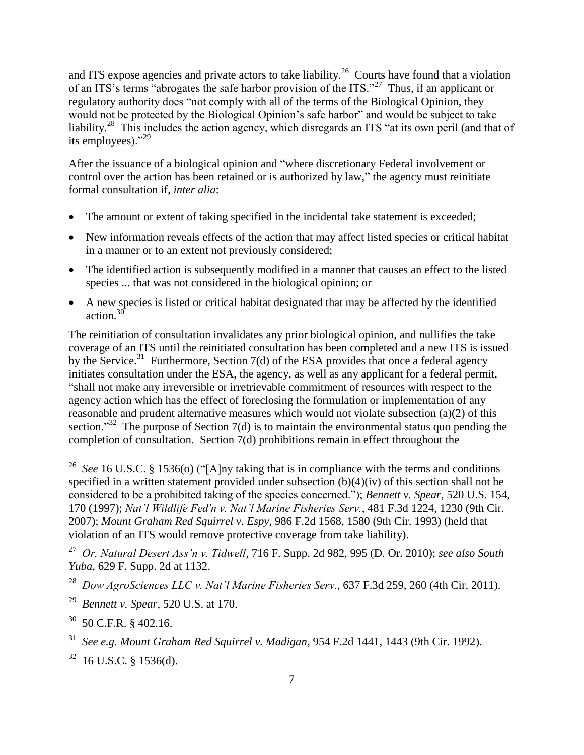and ITS expose agencies and private actors to take liability.[26] Courts have found that a violation of an ITS's terms "abrogates the safe harbor provision of the ITS."[27] Thus, if an applicant or regulatory authority does "not comply with all of the terms of the Biological Opinion, they would not be protected by the Biological Opinion's safe harbor" and would be subject to take liability.[28] This includes the action agency, which disregards an ITS "at its own peril (and that of its employees)."[29]

After the issuance of a biological opinion and "where discretionary Federal involvement or control over the action has been retained or is authorized by law," the agency must reinitiate formal consultation if, *inter alia*:

- The amount or extent of taking specified in the incidental take statement is exceeded;
- New information reveals effects of the action that may affect listed species or critical habitat in a manner or to an extent not previously considered;
- The identified action is subsequently modified in a manner that causes an effect to the listed species ... that was not considered in the biological opinion; or
- A new species is listed or critical habitat designated that may be affected by the identified action.[30]

The reinitiation of consultation invalidates any prior biological opinion, and nullifies the take coverage of an ITS until the reinitiated consultation has been completed and a new ITS is issued by the Service.[31] Furthermore, Section 7(d) of the ESA provides that once a federal agency initiates consultation under the ESA, the agency, as well as any applicant for a federal permit, "shall not make any irreversible or irretrievable commitment of resources with respect to the agency action which has the effect of foreclosing the formulation or implementation of any reasonable and prudent alternative measures which would not violate subsection (a)(2) of this section."[32] The purpose of Section 7(d) is to maintain the environmental status quo pending the completion of consultation. Section 7(d) prohibitions remain in effect throughout the

---

[26] *See* 16 U.S.C. § 1536(o) ("[A]ny taking that is in compliance with the terms and conditions specified in a written statement provided under subsection (b)(4)(iv) of this section shall not be considered to be a prohibited taking of the species concerned."); *Bennett v. Spear*, 520 U.S. 154, 170 (1997); *Nat'l Wildlife Fed'n v. Nat'l Marine Fisheries Serv.*, 481 F.3d 1224, 1230 (9th Cir. 2007); *Mount Graham Red Squirrel v. Espy*, 986 F.2d 1568, 1580 (9th Cir. 1993) (held that violation of an ITS would remove protective coverage from take liability).

[27] *Or. Natural Desert Ass'n v. Tidwell*, 716 F. Supp. 2d 982, 995 (D. Or. 2010); *see also South Yuba*, 629 F. Supp. 2d at 1132.

[28] *Dow AgroSciences LLC v. Nat'l Marine Fisheries Serv.*, 637 F.3d 259, 260 (4th Cir. 2011).

[29] *Bennett v. Spear*, 520 U.S. at 170.

[30] 50 C.F.R. § 402.16.

[31] *See e.g. Mount Graham Red Squirrel v. Madigan*, 954 F.2d 1441, 1443 (9th Cir. 1992).

[32] 16 U.S.C. § 1536(d).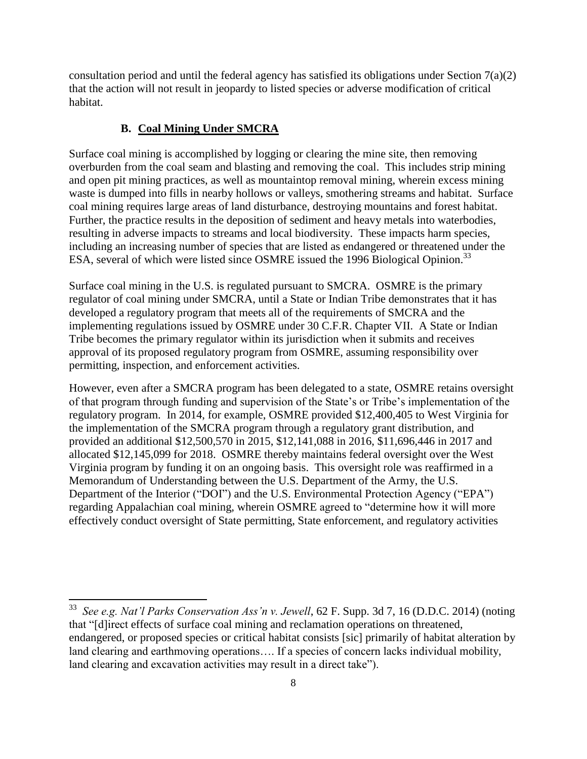consultation period and until the federal agency has satisfied its obligations under Section 7(a)(2) that the action will not result in jeopardy to listed species or adverse modification of critical habitat.

### B. Coal Mining Under SMCRA

Surface coal mining is accomplished by logging or clearing the mine site, then removing overburden from the coal seam and blasting and removing the coal. This includes strip mining and open pit mining practices, as well as mountaintop removal mining, wherein excess mining waste is dumped into fills in nearby hollows or valleys, smothering streams and habitat. Surface coal mining requires large areas of land disturbance, destroying mountains and forest habitat. Further, the practice results in the deposition of sediment and heavy metals into waterbodies, resulting in adverse impacts to streams and local biodiversity. These impacts harm species, including an increasing number of species that are listed as endangered or threatened under the ESA, several of which were listed since OSMRE issued the 1996 Biological Opinion.[33]

Surface coal mining in the U.S. is regulated pursuant to SMCRA. OSMRE is the primary regulator of coal mining under SMCRA, until a State or Indian Tribe demonstrates that it has developed a regulatory program that meets all of the requirements of SMCRA and the implementing regulations issued by OSMRE under 30 C.F.R. Chapter VII. A State or Indian Tribe becomes the primary regulator within its jurisdiction when it submits and receives approval of its proposed regulatory program from OSMRE, assuming responsibility over permitting, inspection, and enforcement activities.

However, even after a SMCRA program has been delegated to a state, OSMRE retains oversight of that program through funding and supervision of the State's or Tribe's implementation of the regulatory program. In 2014, for example, OSMRE provided $12,400,405 to West Virginia for the implementation of the SMCRA program through a regulatory grant distribution, and provided an additional $12,500,570 in 2015, $12,141,088 in 2016, $11,696,446 in 2017 and allocated $12,145,099 for 2018. OSMRE thereby maintains federal oversight over the West Virginia program by funding it on an ongoing basis. This oversight role was reaffirmed in a Memorandum of Understanding between the U.S. Department of the Army, the U.S. Department of the Interior ("DOI") and the U.S. Environmental Protection Agency ("EPA") regarding Appalachian coal mining, wherein OSMRE agreed to "determine how it will more effectively conduct oversight of State permitting, State enforcement, and regulatory activities

---

[33] *See e.g. Nat'l Parks Conservation Ass'n v. Jewell*, 62 F. Supp. 3d 7, 16 (D.D.C. 2014) (noting that "[d]irect effects of surface coal mining and reclamation operations on threatened, endangered, or proposed species or critical habitat consists [sic] primarily of habitat alteration by land clearing and earthmoving operations…. If a species of concern lacks individual mobility, land clearing and excavation activities may result in a direct take").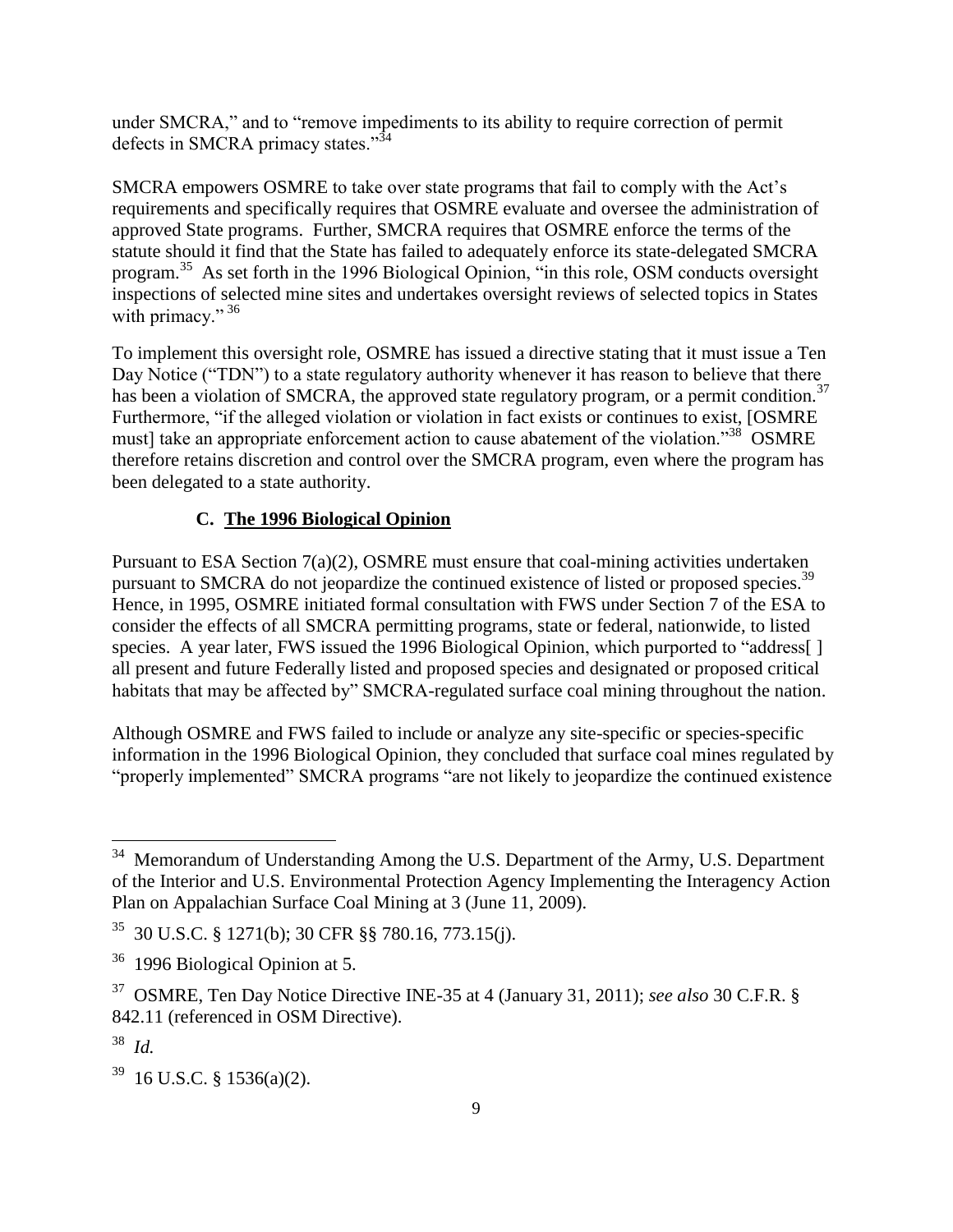under SMCRA," and to "remove impediments to its ability to require correction of permit defects in SMCRA primacy states."[34]

SMCRA empowers OSMRE to take over state programs that fail to comply with the Act's requirements and specifically requires that OSMRE evaluate and oversee the administration of approved State programs. Further, SMCRA requires that OSMRE enforce the terms of the statute should it find that the State has failed to adequately enforce its state-delegated SMCRA program.[35] As set forth in the 1996 Biological Opinion, "in this role, OSM conducts oversight inspections of selected mine sites and undertakes oversight reviews of selected topics in States with primacy." [36]

To implement this oversight role, OSMRE has issued a directive stating that it must issue a Ten Day Notice ("TDN") to a state regulatory authority whenever it has reason to believe that there has been a violation of SMCRA, the approved state regulatory program, or a permit condition.[37] Furthermore, "if the alleged violation or violation in fact exists or continues to exist, [OSMRE must] take an appropriate enforcement action to cause abatement of the violation."[38] OSMRE therefore retains discretion and control over the SMCRA program, even where the program has been delegated to a state authority.

### C. The 1996 Biological Opinion

Pursuant to ESA Section 7(a)(2), OSMRE must ensure that coal-mining activities undertaken pursuant to SMCRA do not jeopardize the continued existence of listed or proposed species.[39] Hence, in 1995, OSMRE initiated formal consultation with FWS under Section 7 of the ESA to consider the effects of all SMCRA permitting programs, state or federal, nationwide, to listed species. A year later, FWS issued the 1996 Biological Opinion, which purported to "address[ ] all present and future Federally listed and proposed species and designated or proposed critical habitats that may be affected by" SMCRA-regulated surface coal mining throughout the nation.

Although OSMRE and FWS failed to include or analyze any site-specific or species-specific information in the 1996 Biological Opinion, they concluded that surface coal mines regulated by "properly implemented" SMCRA programs "are not likely to jeopardize the continued existence

---

[34] Memorandum of Understanding Among the U.S. Department of the Army, U.S. Department of the Interior and U.S. Environmental Protection Agency Implementing the Interagency Action Plan on Appalachian Surface Coal Mining at 3 (June 11, 2009).

[35] 30 U.S.C. § 1271(b); 30 CFR §§ 780.16, 773.15(j).

[36] 1996 Biological Opinion at 5.

[37] OSMRE, Ten Day Notice Directive INE-35 at 4 (January 31, 2011); *see also* 30 C.F.R. § 842.11 (referenced in OSM Directive).

[38] *Id.*

[39] 16 U.S.C. § 1536(a)(2).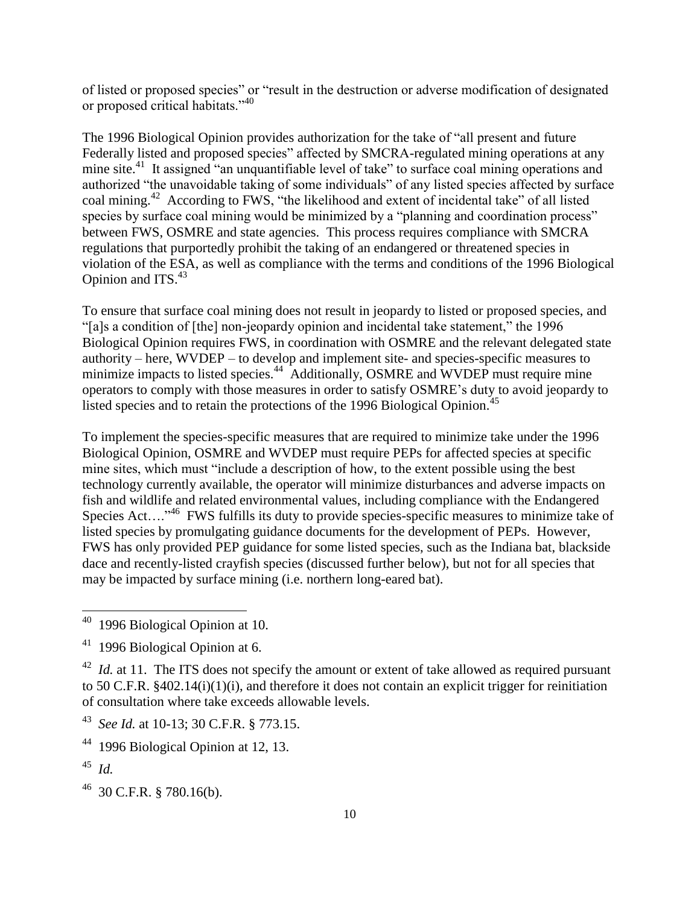of listed or proposed species" or "result in the destruction or adverse modification of designated or proposed critical habitats."[40]

The 1996 Biological Opinion provides authorization for the take of "all present and future Federally listed and proposed species" affected by SMCRA-regulated mining operations at any mine site.[41] It assigned "an unquantifiable level of take" to surface coal mining operations and authorized "the unavoidable taking of some individuals" of any listed species affected by surface coal mining.[42] According to FWS, "the likelihood and extent of incidental take" of all listed species by surface coal mining would be minimized by a "planning and coordination process" between FWS, OSMRE and state agencies. This process requires compliance with SMCRA regulations that purportedly prohibit the taking of an endangered or threatened species in violation of the ESA, as well as compliance with the terms and conditions of the 1996 Biological Opinion and ITS.[43]

To ensure that surface coal mining does not result in jeopardy to listed or proposed species, and "[a]s a condition of [the] non-jeopardy opinion and incidental take statement," the 1996 Biological Opinion requires FWS, in coordination with OSMRE and the relevant delegated state authority – here, WVDEP – to develop and implement site- and species-specific measures to minimize impacts to listed species.[44] Additionally, OSMRE and WVDEP must require mine operators to comply with those measures in order to satisfy OSMRE's duty to avoid jeopardy to listed species and to retain the protections of the 1996 Biological Opinion.[45]

To implement the species-specific measures that are required to minimize take under the 1996 Biological Opinion, OSMRE and WVDEP must require PEPs for affected species at specific mine sites, which must "include a description of how, to the extent possible using the best technology currently available, the operator will minimize disturbances and adverse impacts on fish and wildlife and related environmental values, including compliance with the Endangered Species Act…."[46] FWS fulfills its duty to provide species-specific measures to minimize take of listed species by promulgating guidance documents for the development of PEPs. However, FWS has only provided PEP guidance for some listed species, such as the Indiana bat, blackside dace and recently-listed crayfish species (discussed further below), but not for all species that may be impacted by surface mining (i.e. northern long-eared bat).

---

[40] 1996 Biological Opinion at 10.

[41] 1996 Biological Opinion at 6.

[42] *Id.* at 11. The ITS does not specify the amount or extent of take allowed as required pursuant to 50 C.F.R. §402.14(i)(1)(i), and therefore it does not contain an explicit trigger for reinitiation of consultation where take exceeds allowable levels.

[43] *See Id.* at 10-13; 30 C.F.R. § 773.15.

[44] 1996 Biological Opinion at 12, 13.

[45] *Id.*

[46] 30 C.F.R. § 780.16(b).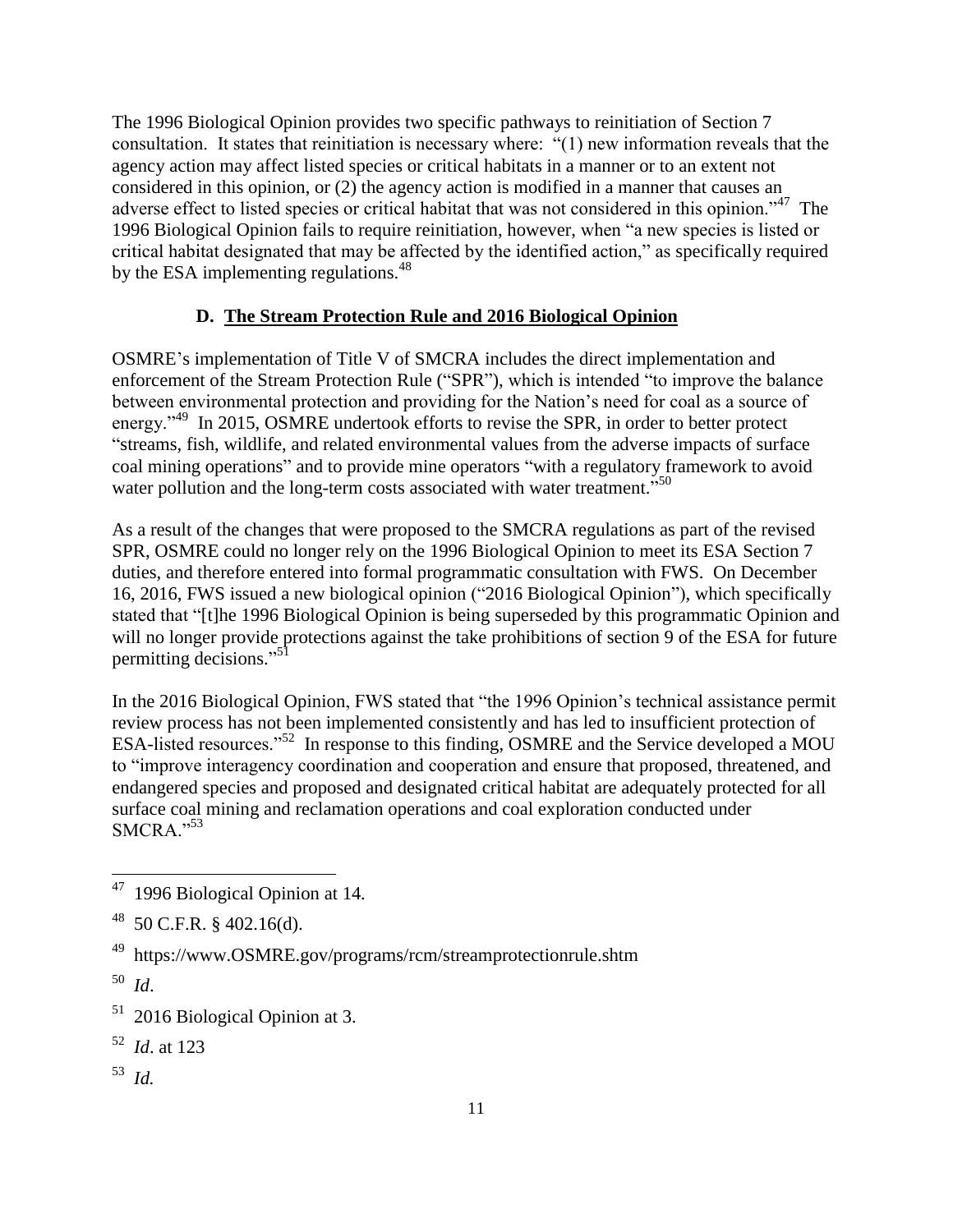The 1996 Biological Opinion provides two specific pathways to reinitiation of Section 7 consultation. It states that reinitiation is necessary where: "(1) new information reveals that the agency action may affect listed species or critical habitats in a manner or to an extent not considered in this opinion, or (2) the agency action is modified in a manner that causes an adverse effect to listed species or critical habitat that was not considered in this opinion."[47] The 1996 Biological Opinion fails to require reinitiation, however, when "a new species is listed or critical habitat designated that may be affected by the identified action," as specifically required by the ESA implementing regulations.[48]

### D. <u>The Stream Protection Rule and 2016 Biological Opinion</u>

OSMRE's implementation of Title V of SMCRA includes the direct implementation and enforcement of the Stream Protection Rule ("SPR"), which is intended "to improve the balance between environmental protection and providing for the Nation's need for coal as a source of energy."[49] In 2015, OSMRE undertook efforts to revise the SPR, in order to better protect "streams, fish, wildlife, and related environmental values from the adverse impacts of surface coal mining operations" and to provide mine operators "with a regulatory framework to avoid water pollution and the long-term costs associated with water treatment."[50]

As a result of the changes that were proposed to the SMCRA regulations as part of the revised SPR, OSMRE could no longer rely on the 1996 Biological Opinion to meet its ESA Section 7 duties, and therefore entered into formal programmatic consultation with FWS. On December 16, 2016, FWS issued a new biological opinion ("2016 Biological Opinion"), which specifically stated that "[t]he 1996 Biological Opinion is being superseded by this programmatic Opinion and will no longer provide protections against the take prohibitions of section 9 of the ESA for future permitting decisions."[51]

In the 2016 Biological Opinion, FWS stated that "the 1996 Opinion's technical assistance permit review process has not been implemented consistently and has led to insufficient protection of ESA-listed resources."[52] In response to this finding, OSMRE and the Service developed a MOU to "improve interagency coordination and cooperation and ensure that proposed, threatened, and endangered species and proposed and designated critical habitat are adequately protected for all surface coal mining and reclamation operations and coal exploration conducted under SMCRA."[53]

---

[47] 1996 Biological Opinion at 14.

[48] 50 C.F.R. § 402.16(d).

[49] https://www.OSMRE.gov/programs/rcm/streamprotectionrule.shtm

[50] *Id*.

[51] 2016 Biological Opinion at 3.

[52] *Id*. at 123

[53] *Id.*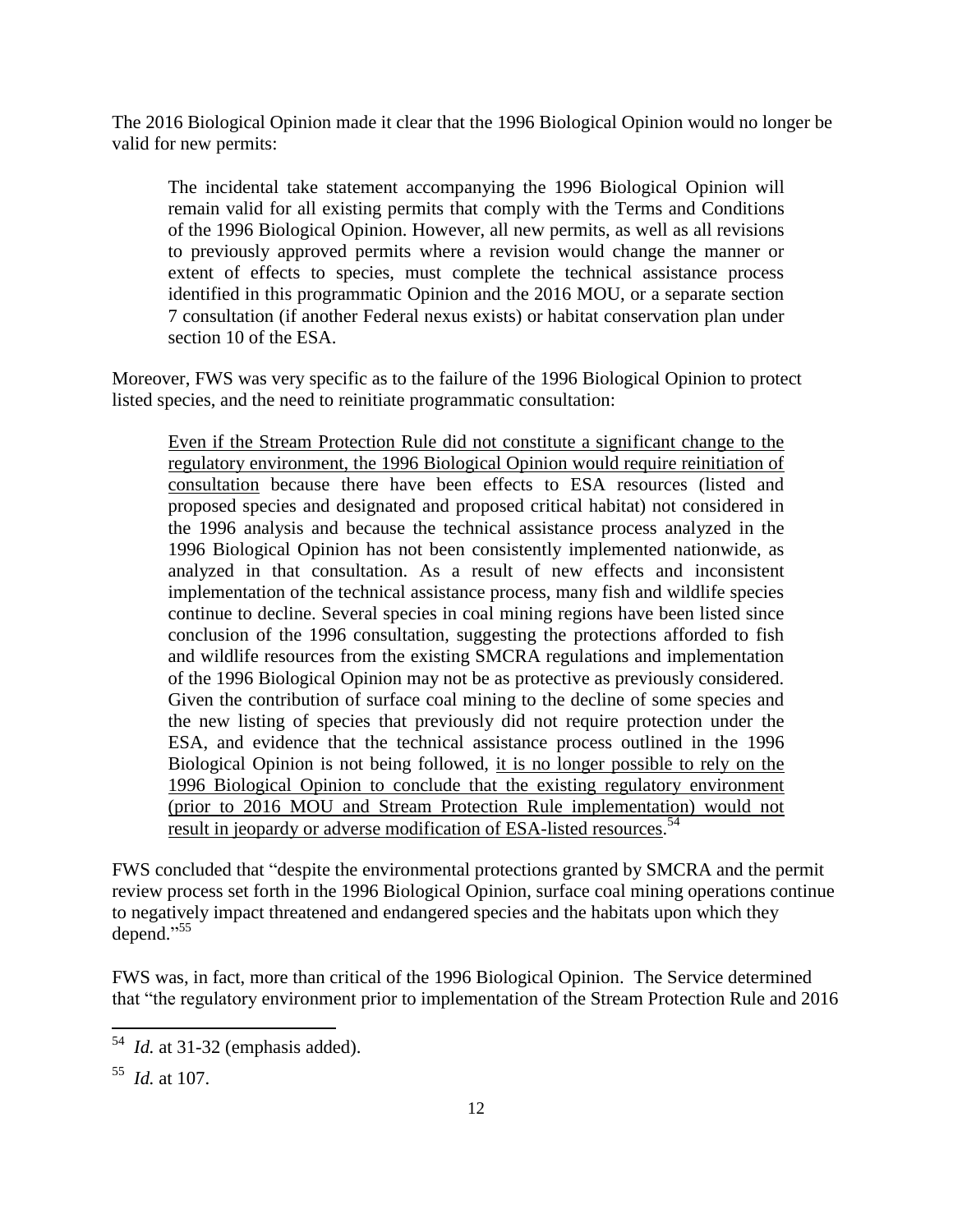The 2016 Biological Opinion made it clear that the 1996 Biological Opinion would no longer be valid for new permits:

> The incidental take statement accompanying the 1996 Biological Opinion will remain valid for all existing permits that comply with the Terms and Conditions of the 1996 Biological Opinion. However, all new permits, as well as all revisions to previously approved permits where a revision would change the manner or extent of effects to species, must complete the technical assistance process identified in this programmatic Opinion and the 2016 MOU, or a separate section 7 consultation (if another Federal nexus exists) or habitat conservation plan under section 10 of the ESA.

Moreover, FWS was very specific as to the failure of the 1996 Biological Opinion to protect listed species, and the need to reinitiate programmatic consultation:

> <u>Even if the Stream Protection Rule did not constitute a significant change to the regulatory environment, the 1996 Biological Opinion would require reinitiation of consultation</u> because there have been effects to ESA resources (listed and proposed species and designated and proposed critical habitat) not considered in the 1996 analysis and because the technical assistance process analyzed in the 1996 Biological Opinion has not been consistently implemented nationwide, as analyzed in that consultation. As a result of new effects and inconsistent implementation of the technical assistance process, many fish and wildlife species continue to decline. Several species in coal mining regions have been listed since conclusion of the 1996 consultation, suggesting the protections afforded to fish and wildlife resources from the existing SMCRA regulations and implementation of the 1996 Biological Opinion may not be as protective as previously considered. Given the contribution of surface coal mining to the decline of some species and the new listing of species that previously did not require protection under the ESA, and evidence that the technical assistance process outlined in the 1996 Biological Opinion is not being followed, <u>it is no longer possible to rely on the 1996 Biological Opinion to conclude that the existing regulatory environment (prior to 2016 MOU and Stream Protection Rule implementation) would not result in jeopardy or adverse modification of ESA-listed resources</u>.[54]

FWS concluded that "despite the environmental protections granted by SMCRA and the permit review process set forth in the 1996 Biological Opinion, surface coal mining operations continue to negatively impact threatened and endangered species and the habitats upon which they depend."[55]

FWS was, in fact, more than critical of the 1996 Biological Opinion. The Service determined that "the regulatory environment prior to implementation of the Stream Protection Rule and 2016

---

[54] *Id.* at 31-32 (emphasis added).

[55] *Id.* at 107.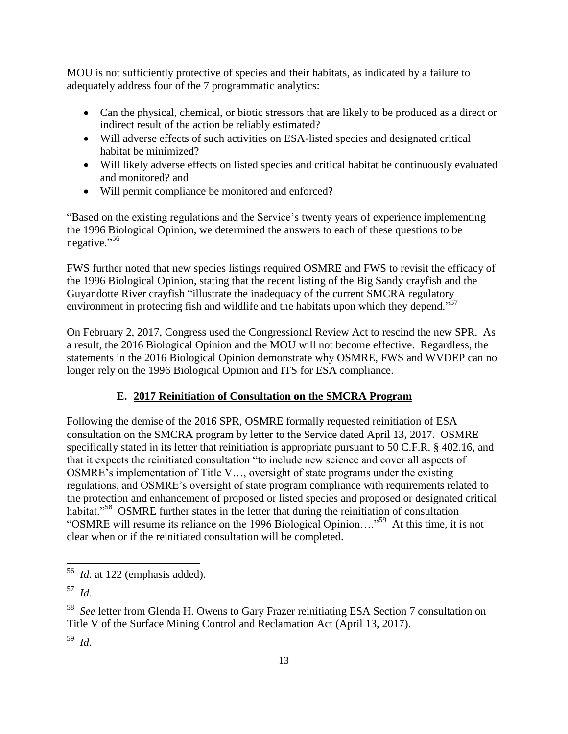MOU is not sufficiently protective of species and their habitats, as indicated by a failure to adequately address four of the 7 programmatic analytics:

- Can the physical, chemical, or biotic stressors that are likely to be produced as a direct or indirect result of the action be reliably estimated?
- Will adverse effects of such activities on ESA-listed species and designated critical habitat be minimized?
- Will likely adverse effects on listed species and critical habitat be continuously evaluated and monitored? and
- Will permit compliance be monitored and enforced?

"Based on the existing regulations and the Service's twenty years of experience implementing the 1996 Biological Opinion, we determined the answers to each of these questions to be negative."[56]

FWS further noted that new species listings required OSMRE and FWS to revisit the efficacy of the 1996 Biological Opinion, stating that the recent listing of the Big Sandy crayfish and the Guyandotte River crayfish "illustrate the inadequacy of the current SMCRA regulatory environment in protecting fish and wildlife and the habitats upon which they depend."[57]

On February 2, 2017, Congress used the Congressional Review Act to rescind the new SPR. As a result, the 2016 Biological Opinion and the MOU will not become effective. Regardless, the statements in the 2016 Biological Opinion demonstrate why OSMRE, FWS and WVDEP can no longer rely on the 1996 Biological Opinion and ITS for ESA compliance.

### E. 2017 Reinitiation of Consultation on the SMCRA Program

Following the demise of the 2016 SPR, OSMRE formally requested reinitiation of ESA consultation on the SMCRA program by letter to the Service dated April 13, 2017. OSMRE specifically stated in its letter that reinitiation is appropriate pursuant to 50 C.F.R. § 402.16, and that it expects the reinitiated consultation "to include new science and cover all aspects of OSMRE's implementation of Title V…, oversight of state programs under the existing regulations, and OSMRE's oversight of state program compliance with requirements related to the protection and enhancement of proposed or listed species and proposed or designated critical habitat."[58] OSMRE further states in the letter that during the reinitiation of consultation "OSMRE will resume its reliance on the 1996 Biological Opinion…."[59] At this time, it is not clear when or if the reinitiated consultation will be completed.

---

[56] *Id.* at 122 (emphasis added).

[57] *Id*.

[58] *See* letter from Glenda H. Owens to Gary Frazer reinitiating ESA Section 7 consultation on Title V of the Surface Mining Control and Reclamation Act (April 13, 2017).

[59] *Id*.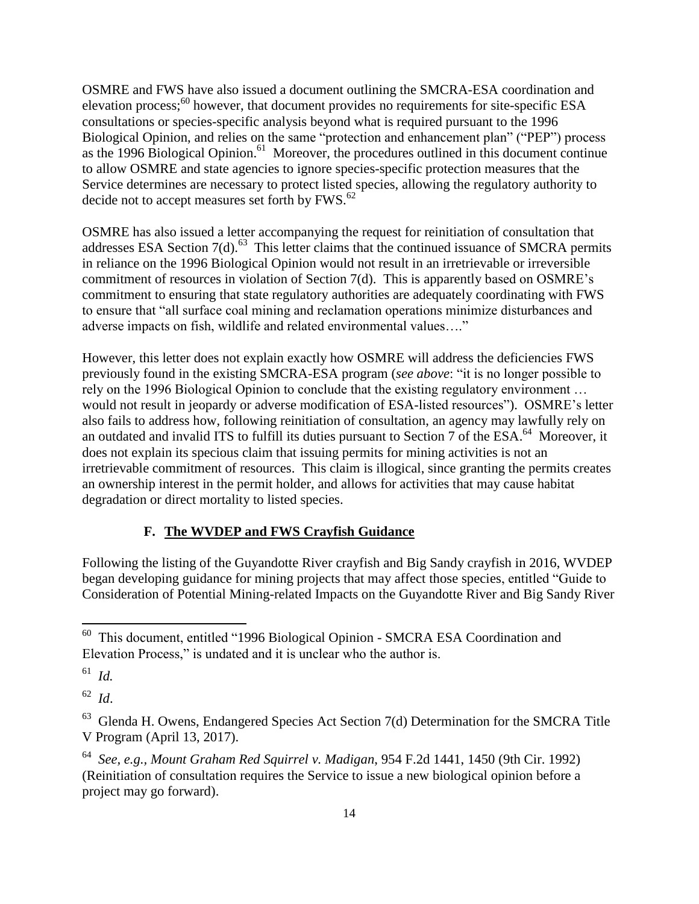OSMRE and FWS have also issued a document outlining the SMCRA-ESA coordination and elevation process;[60] however, that document provides no requirements for site-specific ESA consultations or species-specific analysis beyond what is required pursuant to the 1996 Biological Opinion, and relies on the same "protection and enhancement plan" ("PEP") process as the 1996 Biological Opinion.[61] Moreover, the procedures outlined in this document continue to allow OSMRE and state agencies to ignore species-specific protection measures that the Service determines are necessary to protect listed species, allowing the regulatory authority to decide not to accept measures set forth by FWS.[62]

OSMRE has also issued a letter accompanying the request for reinitiation of consultation that addresses ESA Section 7(d).[63] This letter claims that the continued issuance of SMCRA permits in reliance on the 1996 Biological Opinion would not result in an irretrievable or irreversible commitment of resources in violation of Section 7(d). This is apparently based on OSMRE's commitment to ensuring that state regulatory authorities are adequately coordinating with FWS to ensure that "all surface coal mining and reclamation operations minimize disturbances and adverse impacts on fish, wildlife and related environmental values…."

However, this letter does not explain exactly how OSMRE will address the deficiencies FWS previously found in the existing SMCRA-ESA program (*see above*: "it is no longer possible to rely on the 1996 Biological Opinion to conclude that the existing regulatory environment … would not result in jeopardy or adverse modification of ESA-listed resources"). OSMRE's letter also fails to address how, following reinitiation of consultation, an agency may lawfully rely on an outdated and invalid ITS to fulfill its duties pursuant to Section 7 of the ESA.[64] Moreover, it does not explain its specious claim that issuing permits for mining activities is not an irretrievable commitment of resources. This claim is illogical, since granting the permits creates an ownership interest in the permit holder, and allows for activities that may cause habitat degradation or direct mortality to listed species.

### F. <u>The WVDEP and FWS Crayfish Guidance</u>

Following the listing of the Guyandotte River crayfish and Big Sandy crayfish in 2016, WVDEP began developing guidance for mining projects that may affect those species, entitled "Guide to Consideration of Potential Mining-related Impacts on the Guyandotte River and Big Sandy River

---

[60] This document, entitled "1996 Biological Opinion - SMCRA ESA Coordination and Elevation Process," is undated and it is unclear who the author is.

[61] *Id.*

[62] *Id*.

[63] Glenda H. Owens, Endangered Species Act Section 7(d) Determination for the SMCRA Title V Program (April 13, 2017).

[64] *See, e.g., Mount Graham Red Squirrel v. Madigan*, 954 F.2d 1441, 1450 (9th Cir. 1992) (Reinitiation of consultation requires the Service to issue a new biological opinion before a project may go forward).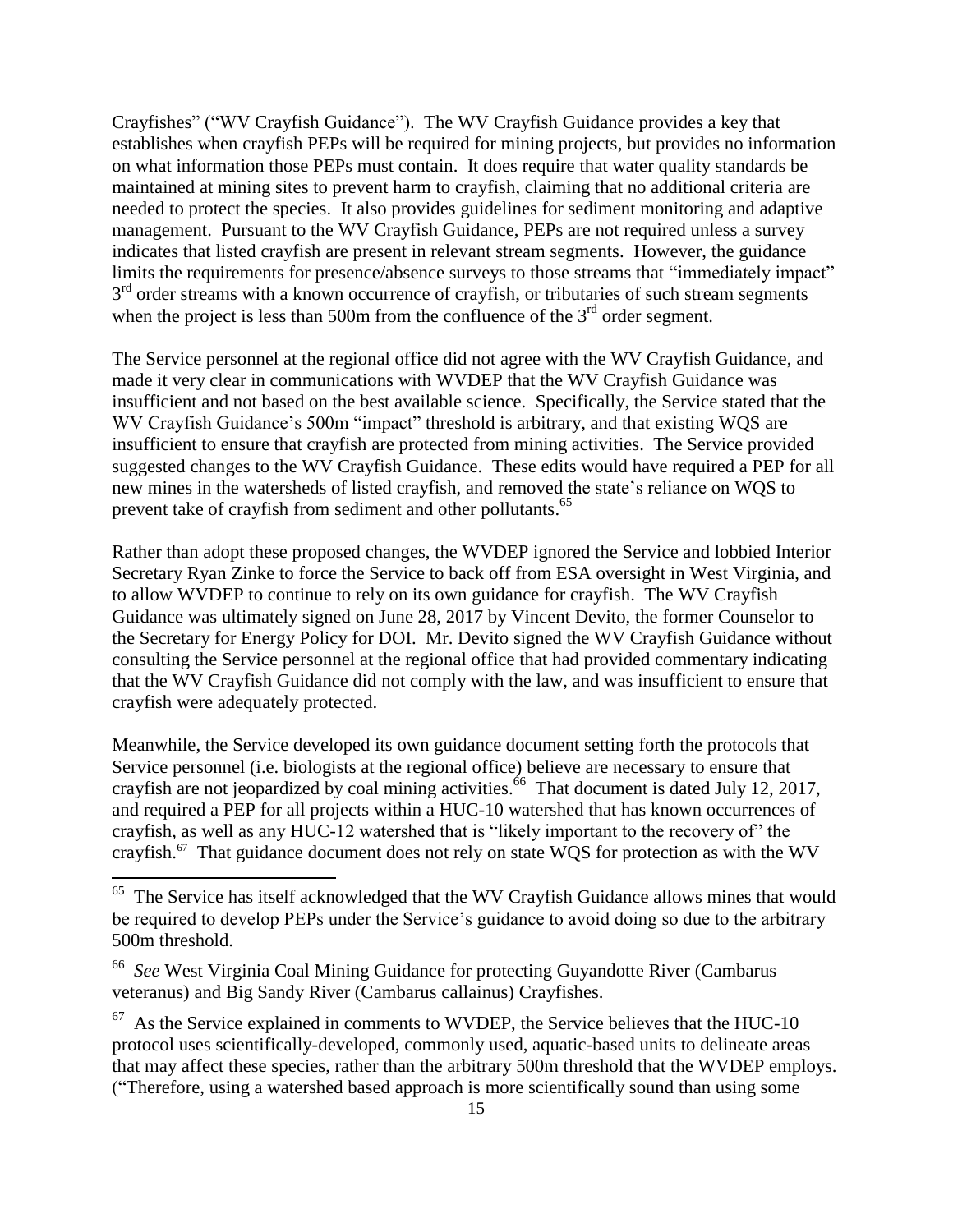Crayfishes" ("WV Crayfish Guidance"). The WV Crayfish Guidance provides a key that establishes when crayfish PEPs will be required for mining projects, but provides no information on what information those PEPs must contain. It does require that water quality standards be maintained at mining sites to prevent harm to crayfish, claiming that no additional criteria are needed to protect the species. It also provides guidelines for sediment monitoring and adaptive management. Pursuant to the WV Crayfish Guidance, PEPs are not required unless a survey indicates that listed crayfish are present in relevant stream segments. However, the guidance limits the requirements for presence/absence surveys to those streams that "immediately impact" 3rd order streams with a known occurrence of crayfish, or tributaries of such stream segments when the project is less than 500m from the confluence of the 3rd order segment.

The Service personnel at the regional office did not agree with the WV Crayfish Guidance, and made it very clear in communications with WVDEP that the WV Crayfish Guidance was insufficient and not based on the best available science. Specifically, the Service stated that the WV Crayfish Guidance's 500m "impact" threshold is arbitrary, and that existing WQS are insufficient to ensure that crayfish are protected from mining activities. The Service provided suggested changes to the WV Crayfish Guidance. These edits would have required a PEP for all new mines in the watersheds of listed crayfish, and removed the state's reliance on WQS to prevent take of crayfish from sediment and other pollutants.[65]

Rather than adopt these proposed changes, the WVDEP ignored the Service and lobbied Interior Secretary Ryan Zinke to force the Service to back off from ESA oversight in West Virginia, and to allow WVDEP to continue to rely on its own guidance for crayfish. The WV Crayfish Guidance was ultimately signed on June 28, 2017 by Vincent Devito, the former Counselor to the Secretary for Energy Policy for DOI. Mr. Devito signed the WV Crayfish Guidance without consulting the Service personnel at the regional office that had provided commentary indicating that the WV Crayfish Guidance did not comply with the law, and was insufficient to ensure that crayfish were adequately protected.

Meanwhile, the Service developed its own guidance document setting forth the protocols that Service personnel (i.e. biologists at the regional office) believe are necessary to ensure that crayfish are not jeopardized by coal mining activities.[66] That document is dated July 12, 2017, and required a PEP for all projects within a HUC-10 watershed that has known occurrences of crayfish, as well as any HUC-12 watershed that is "likely important to the recovery of" the crayfish.[67] That guidance document does not rely on state WQS for protection as with the WV

---

[65] The Service has itself acknowledged that the WV Crayfish Guidance allows mines that would be required to develop PEPs under the Service's guidance to avoid doing so due to the arbitrary 500m threshold.

[66] *See* West Virginia Coal Mining Guidance for protecting Guyandotte River (Cambarus veteranus) and Big Sandy River (Cambarus callainus) Crayfishes.

[67] As the Service explained in comments to WVDEP, the Service believes that the HUC-10 protocol uses scientifically-developed, commonly used, aquatic-based units to delineate areas that may affect these species, rather than the arbitrary 500m threshold that the WVDEP employs. ("Therefore, using a watershed based approach is more scientifically sound than using some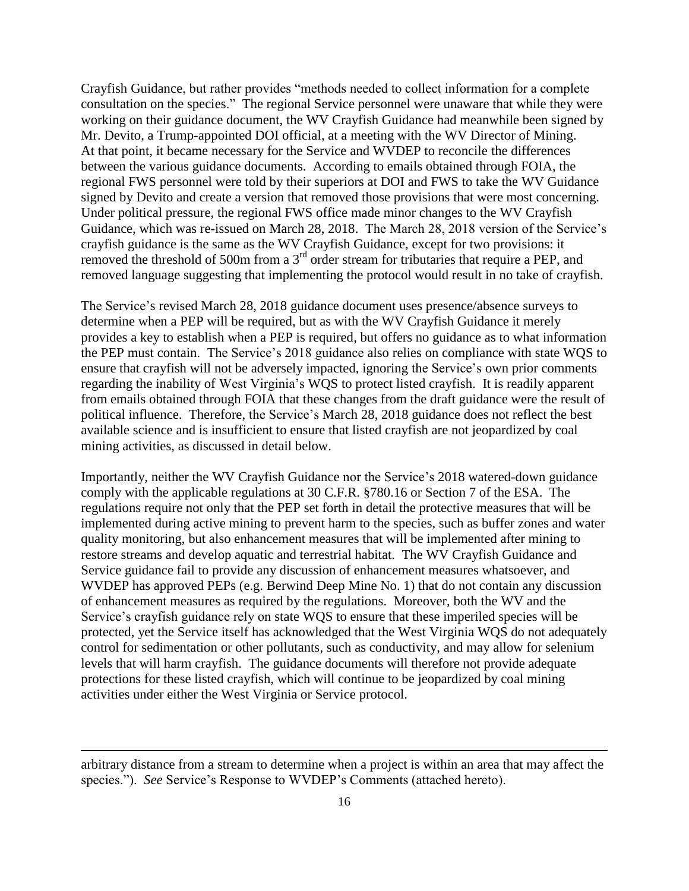Crayfish Guidance, but rather provides "methods needed to collect information for a complete consultation on the species." The regional Service personnel were unaware that while they were working on their guidance document, the WV Crayfish Guidance had meanwhile been signed by Mr. Devito, a Trump-appointed DOI official, at a meeting with the WV Director of Mining. At that point, it became necessary for the Service and WVDEP to reconcile the differences between the various guidance documents. According to emails obtained through FOIA, the regional FWS personnel were told by their superiors at DOI and FWS to take the WV Guidance signed by Devito and create a version that removed those provisions that were most concerning. Under political pressure, the regional FWS office made minor changes to the WV Crayfish Guidance, which was re-issued on March 28, 2018. The March 28, 2018 version of the Service's crayfish guidance is the same as the WV Crayfish Guidance, except for two provisions: it removed the threshold of 500m from a 3rd order stream for tributaries that require a PEP, and removed language suggesting that implementing the protocol would result in no take of crayfish.

The Service's revised March 28, 2018 guidance document uses presence/absence surveys to determine when a PEP will be required, but as with the WV Crayfish Guidance it merely provides a key to establish when a PEP is required, but offers no guidance as to what information the PEP must contain. The Service's 2018 guidance also relies on compliance with state WQS to ensure that crayfish will not be adversely impacted, ignoring the Service's own prior comments regarding the inability of West Virginia's WQS to protect listed crayfish. It is readily apparent from emails obtained through FOIA that these changes from the draft guidance were the result of political influence. Therefore, the Service's March 28, 2018 guidance does not reflect the best available science and is insufficient to ensure that listed crayfish are not jeopardized by coal mining activities, as discussed in detail below.

Importantly, neither the WV Crayfish Guidance nor the Service's 2018 watered-down guidance comply with the applicable regulations at 30 C.F.R. §780.16 or Section 7 of the ESA. The regulations require not only that the PEP set forth in detail the protective measures that will be implemented during active mining to prevent harm to the species, such as buffer zones and water quality monitoring, but also enhancement measures that will be implemented after mining to restore streams and develop aquatic and terrestrial habitat. The WV Crayfish Guidance and Service guidance fail to provide any discussion of enhancement measures whatsoever, and WVDEP has approved PEPs (e.g. Berwind Deep Mine No. 1) that do not contain any discussion of enhancement measures as required by the regulations. Moreover, both the WV and the Service's crayfish guidance rely on state WQS to ensure that these imperiled species will be protected, yet the Service itself has acknowledged that the West Virginia WQS do not adequately control for sedimentation or other pollutants, such as conductivity, and may allow for selenium levels that will harm crayfish. The guidance documents will therefore not provide adequate protections for these listed crayfish, which will continue to be jeopardized by coal mining activities under either the West Virginia or Service protocol.

---

arbitrary distance from a stream to determine when a project is within an area that may affect the species."). *See* Service's Response to WVDEP's Comments (attached hereto).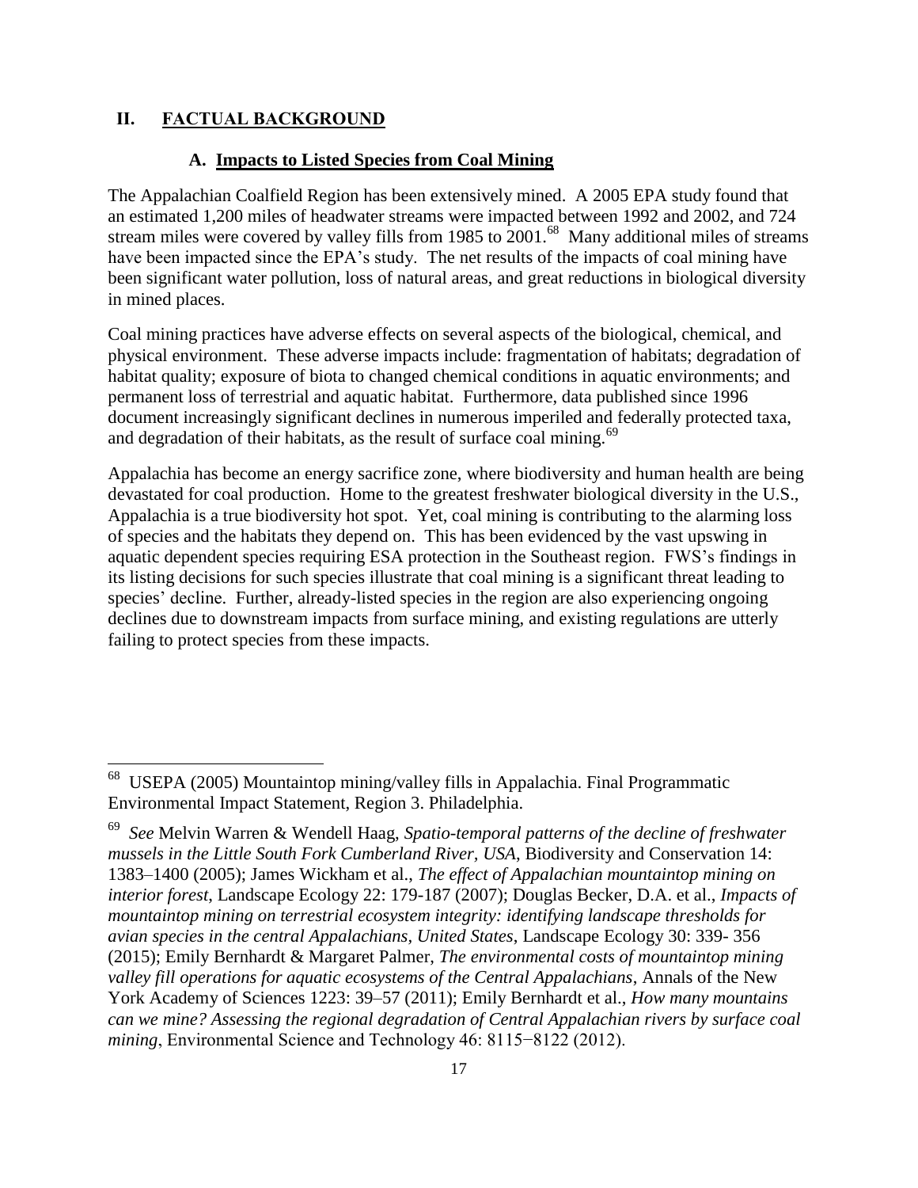## II. FACTUAL BACKGROUND

### A. Impacts to Listed Species from Coal Mining

The Appalachian Coalfield Region has been extensively mined. A 2005 EPA study found that an estimated 1,200 miles of headwater streams were impacted between 1992 and 2002, and 724 stream miles were covered by valley fills from 1985 to 2001.[68] Many additional miles of streams have been impacted since the EPA's study. The net results of the impacts of coal mining have been significant water pollution, loss of natural areas, and great reductions in biological diversity in mined places.

Coal mining practices have adverse effects on several aspects of the biological, chemical, and physical environment. These adverse impacts include: fragmentation of habitats; degradation of habitat quality; exposure of biota to changed chemical conditions in aquatic environments; and permanent loss of terrestrial and aquatic habitat. Furthermore, data published since 1996 document increasingly significant declines in numerous imperiled and federally protected taxa, and degradation of their habitats, as the result of surface coal mining.[69]

Appalachia has become an energy sacrifice zone, where biodiversity and human health are being devastated for coal production. Home to the greatest freshwater biological diversity in the U.S., Appalachia is a true biodiversity hot spot. Yet, coal mining is contributing to the alarming loss of species and the habitats they depend on. This has been evidenced by the vast upswing in aquatic dependent species requiring ESA protection in the Southeast region. FWS's findings in its listing decisions for such species illustrate that coal mining is a significant threat leading to species' decline. Further, already-listed species in the region are also experiencing ongoing declines due to downstream impacts from surface mining, and existing regulations are utterly failing to protect species from these impacts.

---

[68] USEPA (2005) Mountaintop mining/valley fills in Appalachia. Final Programmatic Environmental Impact Statement, Region 3. Philadelphia.

[69] *See* Melvin Warren & Wendell Haag, *Spatio-temporal patterns of the decline of freshwater mussels in the Little South Fork Cumberland River, USA*, Biodiversity and Conservation 14: 1383–1400 (2005); James Wickham et al., *The effect of Appalachian mountaintop mining on interior forest*, Landscape Ecology 22: 179-187 (2007); Douglas Becker, D.A. et al., *Impacts of mountaintop mining on terrestrial ecosystem integrity: identifying landscape thresholds for avian species in the central Appalachians, United States*, Landscape Ecology 30: 339- 356 (2015); Emily Bernhardt & Margaret Palmer, *The environmental costs of mountaintop mining valley fill operations for aquatic ecosystems of the Central Appalachians*, Annals of the New York Academy of Sciences 1223: 39–57 (2011); Emily Bernhardt et al., *How many mountains can we mine? Assessing the regional degradation of Central Appalachian rivers by surface coal mining*, Environmental Science and Technology 46: 8115−8122 (2012).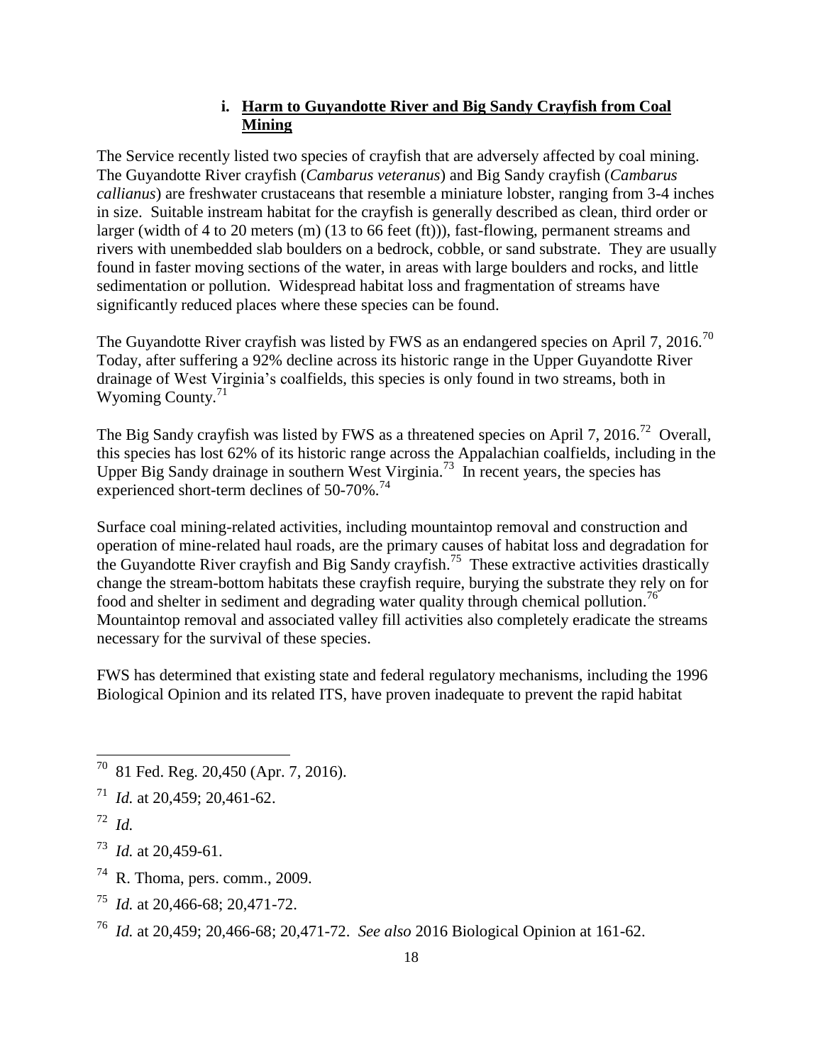#### i. Harm to Guyandotte River and Big Sandy Crayfish from Coal Mining

The Service recently listed two species of crayfish that are adversely affected by coal mining. The Guyandotte River crayfish (*Cambarus veteranus*) and Big Sandy crayfish (*Cambarus callianus*) are freshwater crustaceans that resemble a miniature lobster, ranging from 3-4 inches in size. Suitable instream habitat for the crayfish is generally described as clean, third order or larger (width of 4 to 20 meters (m) (13 to 66 feet (ft))), fast-flowing, permanent streams and rivers with unembedded slab boulders on a bedrock, cobble, or sand substrate. They are usually found in faster moving sections of the water, in areas with large boulders and rocks, and little sedimentation or pollution. Widespread habitat loss and fragmentation of streams have significantly reduced places where these species can be found.

The Guyandotte River crayfish was listed by FWS as an endangered species on April 7, 2016.[70] Today, after suffering a 92% decline across its historic range in the Upper Guyandotte River drainage of West Virginia's coalfields, this species is only found in two streams, both in Wyoming County.[71]

The Big Sandy crayfish was listed by FWS as a threatened species on April 7, 2016.[72] Overall, this species has lost 62% of its historic range across the Appalachian coalfields, including in the Upper Big Sandy drainage in southern West Virginia.[73] In recent years, the species has experienced short-term declines of 50-70%.[74]

Surface coal mining-related activities, including mountaintop removal and construction and operation of mine-related haul roads, are the primary causes of habitat loss and degradation for the Guyandotte River crayfish and Big Sandy crayfish.[75] These extractive activities drastically change the stream-bottom habitats these crayfish require, burying the substrate they rely on for food and shelter in sediment and degrading water quality through chemical pollution.[76] Mountaintop removal and associated valley fill activities also completely eradicate the streams necessary for the survival of these species.

FWS has determined that existing state and federal regulatory mechanisms, including the 1996 Biological Opinion and its related ITS, have proven inadequate to prevent the rapid habitat

---

[70] 81 Fed. Reg. 20,450 (Apr. 7, 2016).

[71] *Id.* at 20,459; 20,461-62.

[72] *Id.*

[73] *Id.* at 20,459-61.

[74] R. Thoma, pers. comm., 2009.

[75] *Id.* at 20,466-68; 20,471-72.

[76] *Id.* at 20,459; 20,466-68; 20,471-72. *See also* 2016 Biological Opinion at 161-62.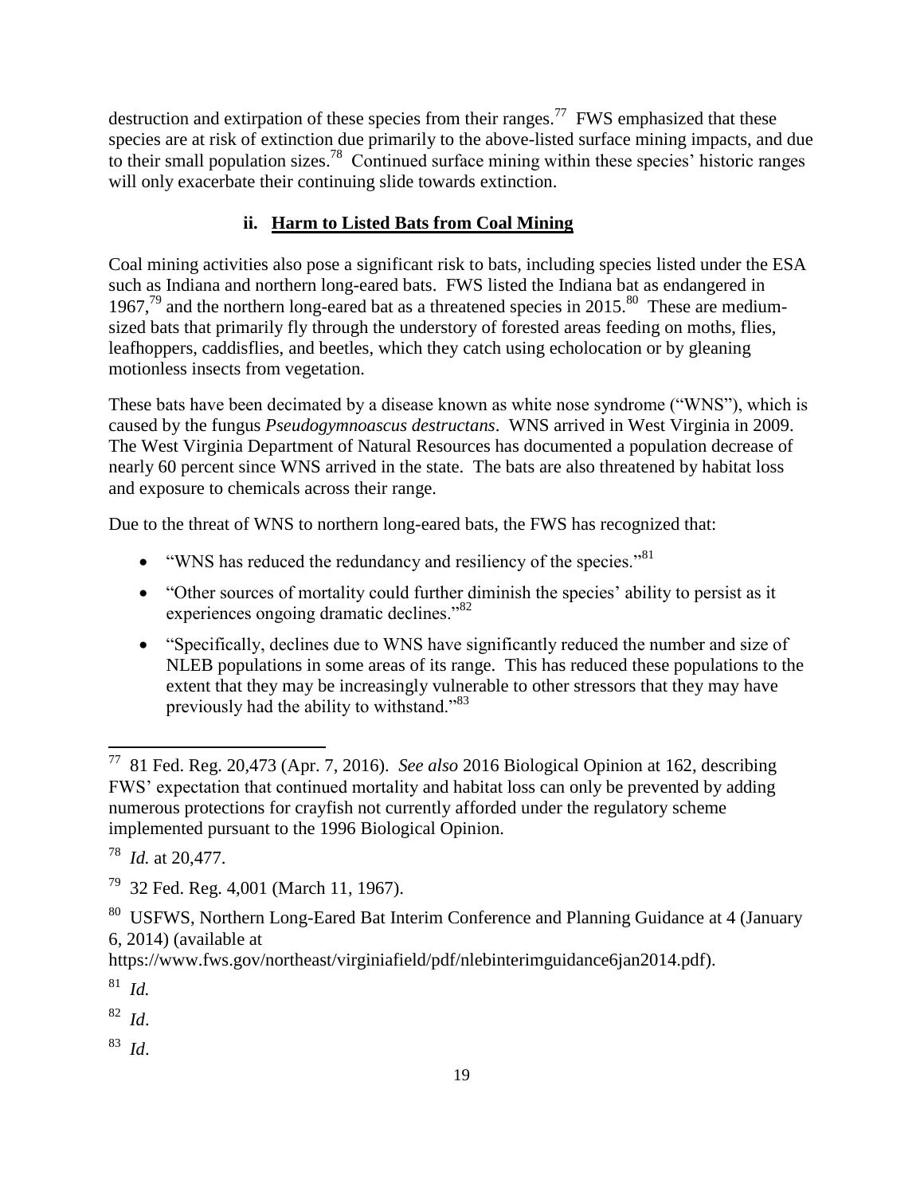destruction and extirpation of these species from their ranges.[77] FWS emphasized that these species are at risk of extinction due primarily to the above-listed surface mining impacts, and due to their small population sizes.[78] Continued surface mining within these species' historic ranges will only exacerbate their continuing slide towards extinction.

### ii. Harm to Listed Bats from Coal Mining

Coal mining activities also pose a significant risk to bats, including species listed under the ESA such as Indiana and northern long-eared bats. FWS listed the Indiana bat as endangered in 1967,[79] and the northern long-eared bat as a threatened species in 2015.[80] These are medium-sized bats that primarily fly through the understory of forested areas feeding on moths, flies, leafhoppers, caddisflies, and beetles, which they catch using echolocation or by gleaning motionless insects from vegetation.

These bats have been decimated by a disease known as white nose syndrome ("WNS"), which is caused by the fungus *Pseudogymnoascus destructans*. WNS arrived in West Virginia in 2009. The West Virginia Department of Natural Resources has documented a population decrease of nearly 60 percent since WNS arrived in the state. The bats are also threatened by habitat loss and exposure to chemicals across their range.

Due to the threat of WNS to northern long-eared bats, the FWS has recognized that:

- "WNS has reduced the redundancy and resiliency of the species."[81]
- "Other sources of mortality could further diminish the species' ability to persist as it experiences ongoing dramatic declines."[82]
- "Specifically, declines due to WNS have significantly reduced the number and size of NLEB populations in some areas of its range. This has reduced these populations to the extent that they may be increasingly vulnerable to other stressors that they may have previously had the ability to withstand."[83]

---

[77] 81 Fed. Reg. 20,473 (Apr. 7, 2016). *See also* 2016 Biological Opinion at 162, describing FWS' expectation that continued mortality and habitat loss can only be prevented by adding numerous protections for crayfish not currently afforded under the regulatory scheme implemented pursuant to the 1996 Biological Opinion.

[78] *Id.* at 20,477.

[79] 32 Fed. Reg. 4,001 (March 11, 1967).

[80] USFWS, Northern Long-Eared Bat Interim Conference and Planning Guidance at 4 (January 6, 2014) (available at https://www.fws.gov/northeast/virginiafield/pdf/nlebinterimguidance6jan2014.pdf).

[81] *Id.*

[82] *Id*.

[83] *Id*.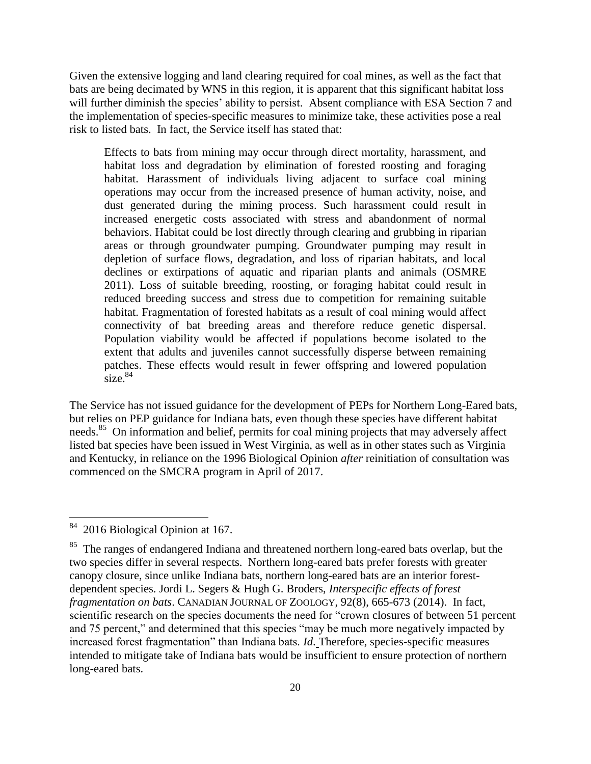Given the extensive logging and land clearing required for coal mines, as well as the fact that bats are being decimated by WNS in this region, it is apparent that this significant habitat loss will further diminish the species' ability to persist. Absent compliance with ESA Section 7 and the implementation of species-specific measures to minimize take, these activities pose a real risk to listed bats. In fact, the Service itself has stated that:

> Effects to bats from mining may occur through direct mortality, harassment, and habitat loss and degradation by elimination of forested roosting and foraging habitat. Harassment of individuals living adjacent to surface coal mining operations may occur from the increased presence of human activity, noise, and dust generated during the mining process. Such harassment could result in increased energetic costs associated with stress and abandonment of normal behaviors. Habitat could be lost directly through clearing and grubbing in riparian areas or through groundwater pumping. Groundwater pumping may result in depletion of surface flows, degradation, and loss of riparian habitats, and local declines or extirpations of aquatic and riparian plants and animals (OSMRE 2011). Loss of suitable breeding, roosting, or foraging habitat could result in reduced breeding success and stress due to competition for remaining suitable habitat. Fragmentation of forested habitats as a result of coal mining would affect connectivity of bat breeding areas and therefore reduce genetic dispersal. Population viability would be affected if populations become isolated to the extent that adults and juveniles cannot successfully disperse between remaining patches. These effects would result in fewer offspring and lowered population size.[84]

The Service has not issued guidance for the development of PEPs for Northern Long-Eared bats, but relies on PEP guidance for Indiana bats, even though these species have different habitat needs.[85] On information and belief, permits for coal mining projects that may adversely affect listed bat species have been issued in West Virginia, as well as in other states such as Virginia and Kentucky, in reliance on the 1996 Biological Opinion *after* reinitiation of consultation was commenced on the SMCRA program in April of 2017.

---

[84] 2016 Biological Opinion at 167.

[85] The ranges of endangered Indiana and threatened northern long-eared bats overlap, but the two species differ in several respects. Northern long-eared bats prefer forests with greater canopy closure, since unlike Indiana bats, northern long-eared bats are an interior forest-dependent species. Jordi L. Segers & Hugh G. Broders, *Interspecific effects of forest fragmentation on bats*. CANADIAN JOURNAL OF ZOOLOGY, 92(8), 665-673 (2014). In fact, scientific research on the species documents the need for "crown closures of between 51 percent and 75 percent," and determined that this species "may be much more negatively impacted by increased forest fragmentation" than Indiana bats. *Id.* Therefore, species-specific measures intended to mitigate take of Indiana bats would be insufficient to ensure protection of northern long-eared bats.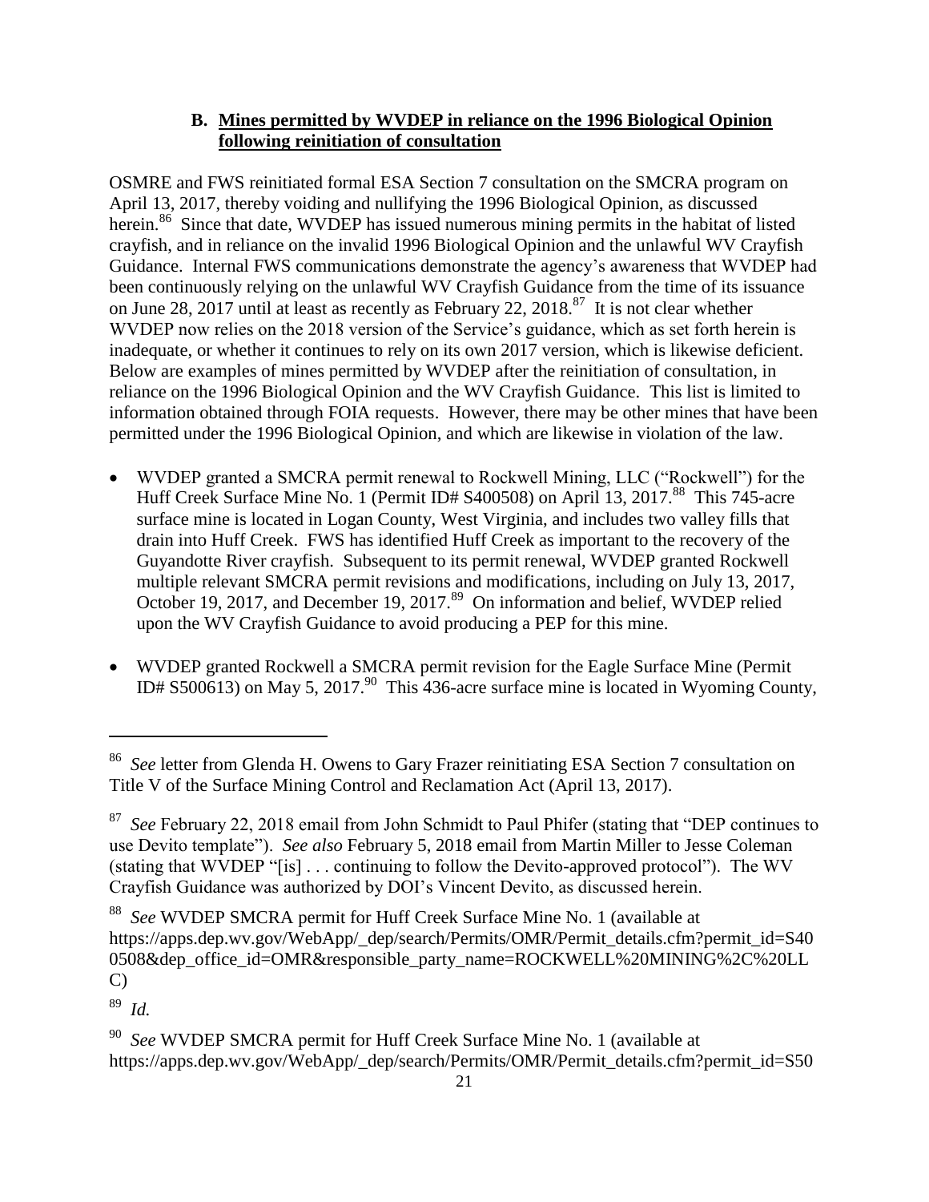### B. Mines permitted by WVDEP in reliance on the 1996 Biological Opinion following reinitiation of consultation

OSMRE and FWS reinitiated formal ESA Section 7 consultation on the SMCRA program on April 13, 2017, thereby voiding and nullifying the 1996 Biological Opinion, as discussed herein.[86] Since that date, WVDEP has issued numerous mining permits in the habitat of listed crayfish, and in reliance on the invalid 1996 Biological Opinion and the unlawful WV Crayfish Guidance. Internal FWS communications demonstrate the agency's awareness that WVDEP had been continuously relying on the unlawful WV Crayfish Guidance from the time of its issuance on June 28, 2017 until at least as recently as February 22, 2018.[87] It is not clear whether WVDEP now relies on the 2018 version of the Service's guidance, which as set forth herein is inadequate, or whether it continues to rely on its own 2017 version, which is likewise deficient. Below are examples of mines permitted by WVDEP after the reinitiation of consultation, in reliance on the 1996 Biological Opinion and the WV Crayfish Guidance. This list is limited to information obtained through FOIA requests. However, there may be other mines that have been permitted under the 1996 Biological Opinion, and which are likewise in violation of the law.

- WVDEP granted a SMCRA permit renewal to Rockwell Mining, LLC ("Rockwell") for the Huff Creek Surface Mine No. 1 (Permit ID# S400508) on April 13, 2017.[88] This 745-acre surface mine is located in Logan County, West Virginia, and includes two valley fills that drain into Huff Creek. FWS has identified Huff Creek as important to the recovery of the Guyandotte River crayfish. Subsequent to its permit renewal, WVDEP granted Rockwell multiple relevant SMCRA permit revisions and modifications, including on July 13, 2017, October 19, 2017, and December 19, 2017.[89] On information and belief, WVDEP relied upon the WV Crayfish Guidance to avoid producing a PEP for this mine.
- WVDEP granted Rockwell a SMCRA permit revision for the Eagle Surface Mine (Permit ID# S500613) on May 5, 2017.[90] This 436-acre surface mine is located in Wyoming County,

---

[86] *See* letter from Glenda H. Owens to Gary Frazer reinitiating ESA Section 7 consultation on Title V of the Surface Mining Control and Reclamation Act (April 13, 2017).

[87] *See* February 22, 2018 email from John Schmidt to Paul Phifer (stating that "DEP continues to use Devito template"). *See also* February 5, 2018 email from Martin Miller to Jesse Coleman (stating that WVDEP "[is] . . . continuing to follow the Devito-approved protocol"). The WV Crayfish Guidance was authorized by DOI's Vincent Devito, as discussed herein.

[88] *See* WVDEP SMCRA permit for Huff Creek Surface Mine No. 1 (available at https://apps.dep.wv.gov/WebApp/_dep/search/Permits/OMR/Permit_details.cfm?permit_id=S400508&dep_office_id=OMR&responsible_party_name=ROCKWELL%20MINING%2C%20LLC)

[89] *Id.*

[90] *See* WVDEP SMCRA permit for Huff Creek Surface Mine No. 1 (available at https://apps.dep.wv.gov/WebApp/_dep/search/Permits/OMR/Permit_details.cfm?permit_id=S50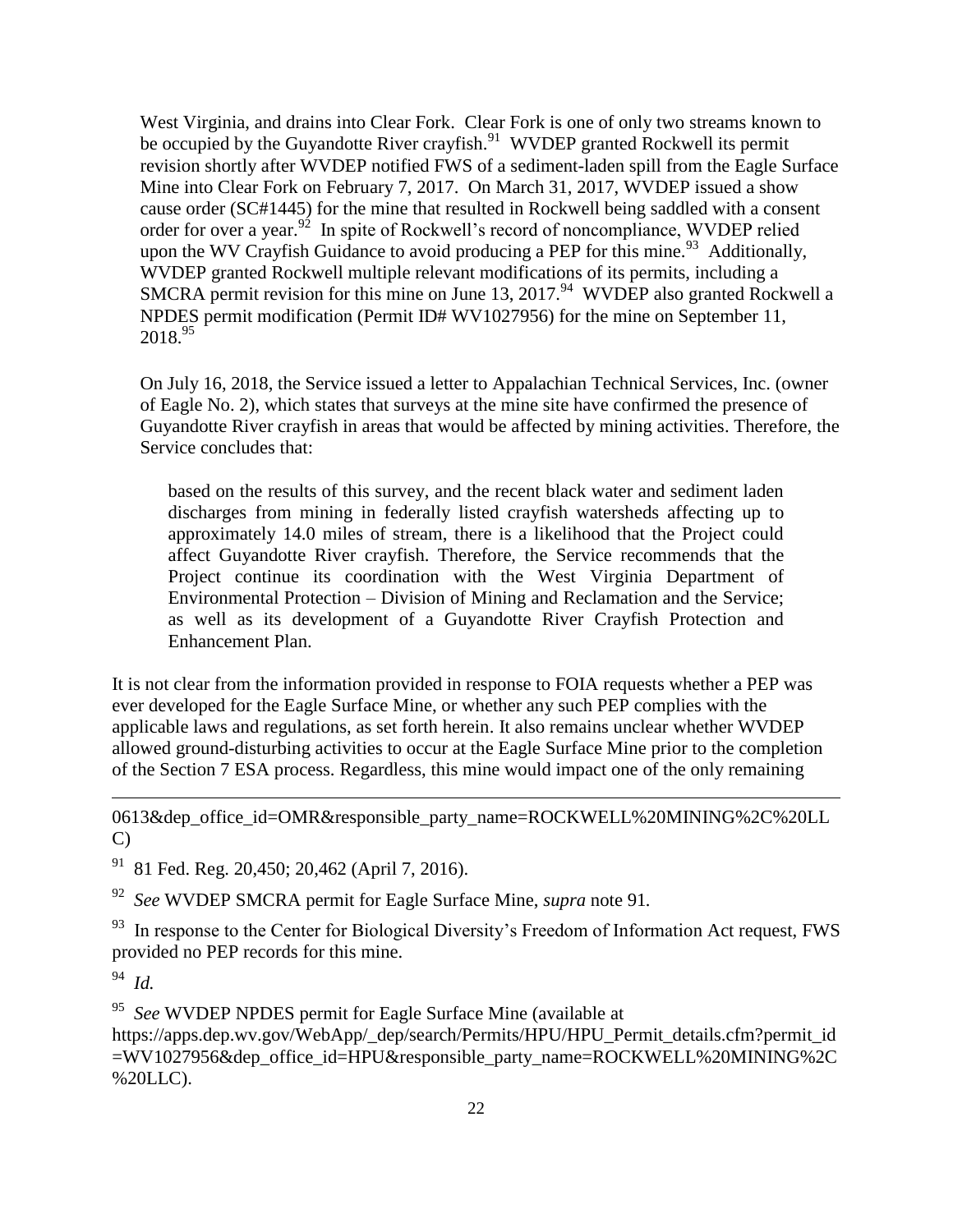West Virginia, and drains into Clear Fork. Clear Fork is one of only two streams known to be occupied by the Guyandotte River crayfish.[91] WVDEP granted Rockwell its permit revision shortly after WVDEP notified FWS of a sediment-laden spill from the Eagle Surface Mine into Clear Fork on February 7, 2017. On March 31, 2017, WVDEP issued a show cause order (SC#1445) for the mine that resulted in Rockwell being saddled with a consent order for over a year.[92] In spite of Rockwell's record of noncompliance, WVDEP relied upon the WV Crayfish Guidance to avoid producing a PEP for this mine.[93] Additionally, WVDEP granted Rockwell multiple relevant modifications of its permits, including a SMCRA permit revision for this mine on June 13, 2017.[94] WVDEP also granted Rockwell a NPDES permit modification (Permit ID# WV1027956) for the mine on September 11, 2018.[95]

On July 16, 2018, the Service issued a letter to Appalachian Technical Services, Inc. (owner of Eagle No. 2), which states that surveys at the mine site have confirmed the presence of Guyandotte River crayfish in areas that would be affected by mining activities. Therefore, the Service concludes that:

> based on the results of this survey, and the recent black water and sediment laden discharges from mining in federally listed crayfish watersheds affecting up to approximately 14.0 miles of stream, there is a likelihood that the Project could affect Guyandotte River crayfish. Therefore, the Service recommends that the Project continue its coordination with the West Virginia Department of Environmental Protection – Division of Mining and Reclamation and the Service; as well as its development of a Guyandotte River Crayfish Protection and Enhancement Plan.

It is not clear from the information provided in response to FOIA requests whether a PEP was ever developed for the Eagle Surface Mine, or whether any such PEP complies with the applicable laws and regulations, as set forth herein. It also remains unclear whether WVDEP allowed ground-disturbing activities to occur at the Eagle Surface Mine prior to the completion of the Section 7 ESA process. Regardless, this mine would impact one of the only remaining

---

0613&dep_office_id=OMR&responsible_party_name=ROCKWELL%20MINING%2C%20LLC)

[91] 81 Fed. Reg. 20,450; 20,462 (April 7, 2016).

[92] *See* WVDEP SMCRA permit for Eagle Surface Mine, *supra* note 91.

[93] In response to the Center for Biological Diversity's Freedom of Information Act request, FWS provided no PEP records for this mine.

[94] *Id.*

[95] *See* WVDEP NPDES permit for Eagle Surface Mine (available at https://apps.dep.wv.gov/WebApp/_dep/search/Permits/HPU/HPU_Permit_details.cfm?permit_id=WV1027956&dep_office_id=HPU&responsible_party_name=ROCKWELL%20MINING%2C%20LLC).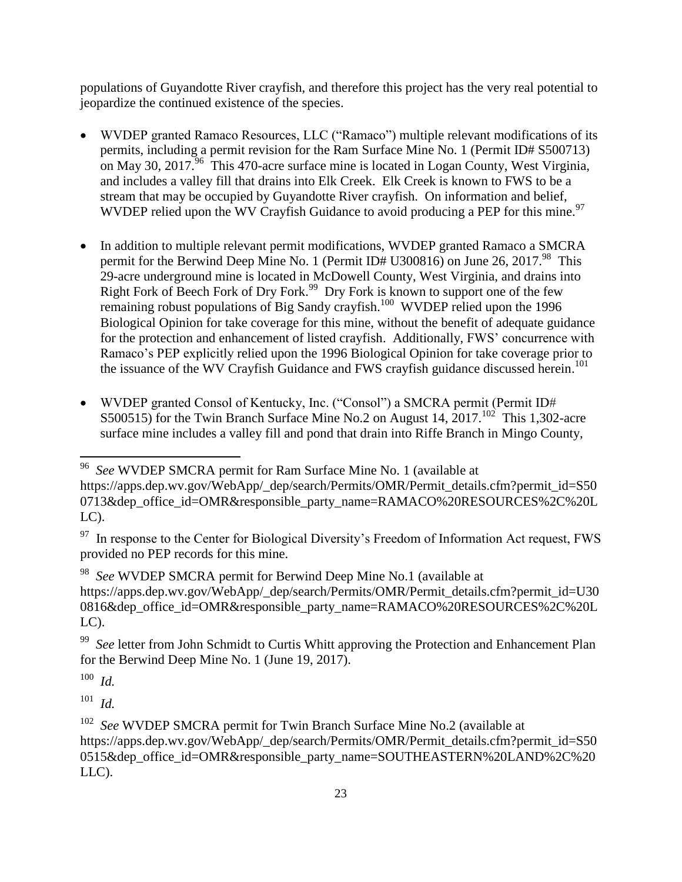populations of Guyandotte River crayfish, and therefore this project has the very real potential to jeopardize the continued existence of the species.

- WVDEP granted Ramaco Resources, LLC ("Ramaco") multiple relevant modifications of its permits, including a permit revision for the Ram Surface Mine No. 1 (Permit ID# S500713) on May 30, 2017.[96] This 470-acre surface mine is located in Logan County, West Virginia, and includes a valley fill that drains into Elk Creek. Elk Creek is known to FWS to be a stream that may be occupied by Guyandotte River crayfish. On information and belief, WVDEP relied upon the WV Crayfish Guidance to avoid producing a PEP for this mine.[97]

- In addition to multiple relevant permit modifications, WVDEP granted Ramaco a SMCRA permit for the Berwind Deep Mine No. 1 (Permit ID# U300816) on June 26, 2017.[98] This 29-acre underground mine is located in McDowell County, West Virginia, and drains into Right Fork of Beech Fork of Dry Fork.[99] Dry Fork is known to support one of the few remaining robust populations of Big Sandy crayfish.[100] WVDEP relied upon the 1996 Biological Opinion for take coverage for this mine, without the benefit of adequate guidance for the protection and enhancement of listed crayfish. Additionally, FWS' concurrence with Ramaco's PEP explicitly relied upon the 1996 Biological Opinion for take coverage prior to the issuance of the WV Crayfish Guidance and FWS crayfish guidance discussed herein.[101]

- WVDEP granted Consol of Kentucky, Inc. ("Consol") a SMCRA permit (Permit ID# S500515) for the Twin Branch Surface Mine No.2 on August 14, 2017.[102] This 1,302-acre surface mine includes a valley fill and pond that drain into Riffe Branch in Mingo County,

---

[96] *See* WVDEP SMCRA permit for Ram Surface Mine No. 1 (available at https://apps.dep.wv.gov/WebApp/_dep/search/Permits/OMR/Permit_details.cfm?permit_id=S500713&dep_office_id=OMR&responsible_party_name=RAMACO%20RESOURCES%2C%20LLC).

[97] In response to the Center for Biological Diversity's Freedom of Information Act request, FWS provided no PEP records for this mine.

[98] *See* WVDEP SMCRA permit for Berwind Deep Mine No.1 (available at https://apps.dep.wv.gov/WebApp/_dep/search/Permits/OMR/Permit_details.cfm?permit_id=U300816&dep_office_id=OMR&responsible_party_name=RAMACO%20RESOURCES%2C%20LLC).

[99] *See* letter from John Schmidt to Curtis Whitt approving the Protection and Enhancement Plan for the Berwind Deep Mine No. 1 (June 19, 2017).

[100] *Id.*

[101] *Id.*

[102] *See* WVDEP SMCRA permit for Twin Branch Surface Mine No.2 (available at https://apps.dep.wv.gov/WebApp/_dep/search/Permits/OMR/Permit_details.cfm?permit_id=S500515&dep_office_id=OMR&responsible_party_name=SOUTHEASTERN%20LAND%2C%20LLC).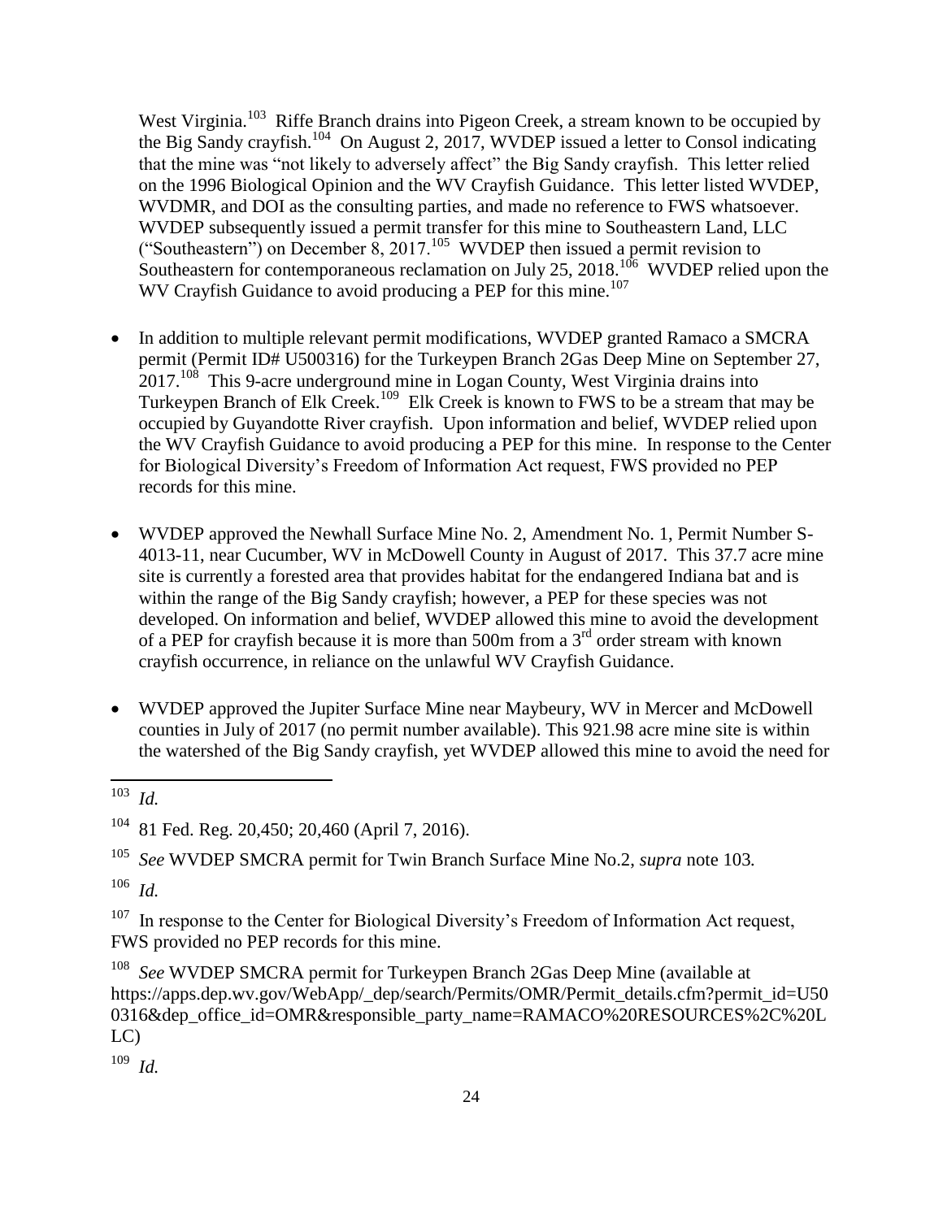West Virginia.[103] Riffe Branch drains into Pigeon Creek, a stream known to be occupied by the Big Sandy crayfish.[104] On August 2, 2017, WVDEP issued a letter to Consol indicating that the mine was "not likely to adversely affect" the Big Sandy crayfish. This letter relied on the 1996 Biological Opinion and the WV Crayfish Guidance. This letter listed WVDEP, WVDMR, and DOI as the consulting parties, and made no reference to FWS whatsoever. WVDEP subsequently issued a permit transfer for this mine to Southeastern Land, LLC ("Southeastern") on December 8, 2017.[105] WVDEP then issued a permit revision to Southeastern for contemporaneous reclamation on July 25, 2018.[106] WVDEP relied upon the WV Crayfish Guidance to avoid producing a PEP for this mine.[107]

- In addition to multiple relevant permit modifications, WVDEP granted Ramaco a SMCRA permit (Permit ID# U500316) for the Turkeypen Branch 2Gas Deep Mine on September 27, 2017.[108] This 9-acre underground mine in Logan County, West Virginia drains into Turkeypen Branch of Elk Creek.[109] Elk Creek is known to FWS to be a stream that may be occupied by Guyandotte River crayfish. Upon information and belief, WVDEP relied upon the WV Crayfish Guidance to avoid producing a PEP for this mine. In response to the Center for Biological Diversity's Freedom of Information Act request, FWS provided no PEP records for this mine.

- WVDEP approved the Newhall Surface Mine No. 2, Amendment No. 1, Permit Number S-4013-11, near Cucumber, WV in McDowell County in August of 2017. This 37.7 acre mine site is currently a forested area that provides habitat for the endangered Indiana bat and is within the range of the Big Sandy crayfish; however, a PEP for these species was not developed. On information and belief, WVDEP allowed this mine to avoid the development of a PEP for crayfish because it is more than 500m from a 3rd order stream with known crayfish occurrence, in reliance on the unlawful WV Crayfish Guidance.

- WVDEP approved the Jupiter Surface Mine near Maybeury, WV in Mercer and McDowell counties in July of 2017 (no permit number available). This 921.98 acre mine site is within the watershed of the Big Sandy crayfish, yet WVDEP allowed this mine to avoid the need for

---

[103] *Id.*

[104] 81 Fed. Reg. 20,450; 20,460 (April 7, 2016).

[105] *See* WVDEP SMCRA permit for Twin Branch Surface Mine No.2, *supra* note 103*.*

[106] *Id.*

[107] In response to the Center for Biological Diversity's Freedom of Information Act request, FWS provided no PEP records for this mine.

[108] *See* WVDEP SMCRA permit for Turkeypen Branch 2Gas Deep Mine (available at https://apps.dep.wv.gov/WebApp/_dep/search/Permits/OMR/Permit_details.cfm?permit_id=U500316&dep_office_id=OMR&responsible_party_name=RAMACO%20RESOURCES%2C%20LLC)

[109] *Id.*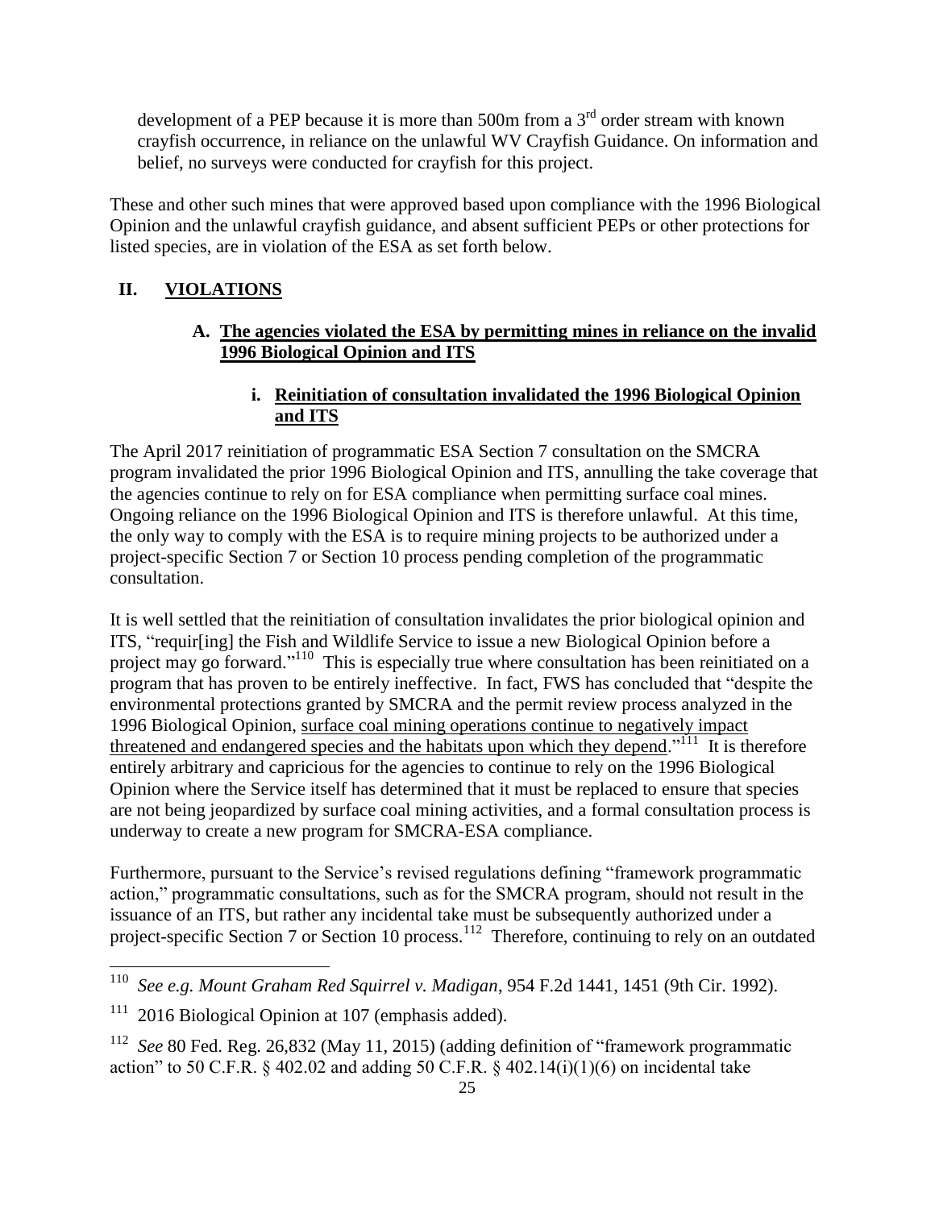development of a PEP because it is more than 500m from a 3rd order stream with known crayfish occurrence, in reliance on the unlawful WV Crayfish Guidance. On information and belief, no surveys were conducted for crayfish for this project.

These and other such mines that were approved based upon compliance with the 1996 Biological Opinion and the unlawful crayfish guidance, and absent sufficient PEPs or other protections for listed species, are in violation of the ESA as set forth below.

## II. VIOLATIONS

### A. The agencies violated the ESA by permitting mines in reliance on the invalid 1996 Biological Opinion and ITS

#### i. Reinitiation of consultation invalidated the 1996 Biological Opinion and ITS

The April 2017 reinitiation of programmatic ESA Section 7 consultation on the SMCRA program invalidated the prior 1996 Biological Opinion and ITS, annulling the take coverage that the agencies continue to rely on for ESA compliance when permitting surface coal mines. Ongoing reliance on the 1996 Biological Opinion and ITS is therefore unlawful. At this time, the only way to comply with the ESA is to require mining projects to be authorized under a project-specific Section 7 or Section 10 process pending completion of the programmatic consultation.

It is well settled that the reinitiation of consultation invalidates the prior biological opinion and ITS, "requir[ing] the Fish and Wildlife Service to issue a new Biological Opinion before a project may go forward."[110] This is especially true where consultation has been reinitiated on a program that has proven to be entirely ineffective. In fact, FWS has concluded that "despite the environmental protections granted by SMCRA and the permit review process analyzed in the 1996 Biological Opinion, surface coal mining operations continue to negatively impact threatened and endangered species and the habitats upon which they depend."[111] It is therefore entirely arbitrary and capricious for the agencies to continue to rely on the 1996 Biological Opinion where the Service itself has determined that it must be replaced to ensure that species are not being jeopardized by surface coal mining activities, and a formal consultation process is underway to create a new program for SMCRA-ESA compliance.

Furthermore, pursuant to the Service's revised regulations defining "framework programmatic action," programmatic consultations, such as for the SMCRA program, should not result in the issuance of an ITS, but rather any incidental take must be subsequently authorized under a project-specific Section 7 or Section 10 process.[112] Therefore, continuing to rely on an outdated

---

[110] *See e.g. Mount Graham Red Squirrel v. Madigan*, 954 F.2d 1441, 1451 (9th Cir. 1992).

[111] 2016 Biological Opinion at 107 (emphasis added).

[112] *See* 80 Fed. Reg. 26,832 (May 11, 2015) (adding definition of "framework programmatic action" to 50 C.F.R. § 402.02 and adding 50 C.F.R. § 402.14(i)(1)(6) on incidental take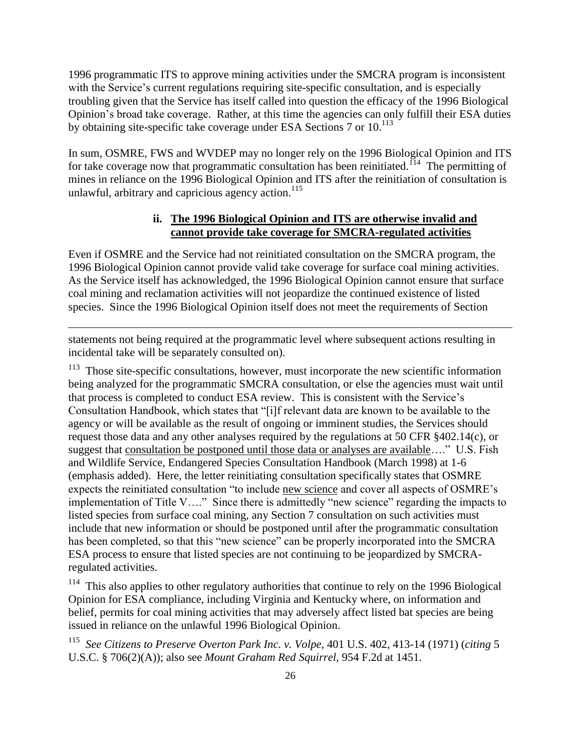1996 programmatic ITS to approve mining activities under the SMCRA program is inconsistent with the Service's current regulations requiring site-specific consultation, and is especially troubling given that the Service has itself called into question the efficacy of the 1996 Biological Opinion's broad take coverage. Rather, at this time the agencies can only fulfill their ESA duties by obtaining site-specific take coverage under ESA Sections 7 or 10.[113]

In sum, OSMRE, FWS and WVDEP may no longer rely on the 1996 Biological Opinion and ITS for take coverage now that programmatic consultation has been reinitiated.[114] The permitting of mines in reliance on the 1996 Biological Opinion and ITS after the reinitiation of consultation is unlawful, arbitrary and capricious agency action.[115]

#### ii. The 1996 Biological Opinion and ITS are otherwise invalid and cannot provide take coverage for SMCRA-regulated activities

Even if OSMRE and the Service had not reinitiated consultation on the SMCRA program, the 1996 Biological Opinion cannot provide valid take coverage for surface coal mining activities. As the Service itself has acknowledged, the 1996 Biological Opinion cannot ensure that surface coal mining and reclamation activities will not jeopardize the continued existence of listed species. Since the 1996 Biological Opinion itself does not meet the requirements of Section

---

statements not being required at the programmatic level where subsequent actions resulting in incidental take will be separately consulted on).

[113] Those site-specific consultations, however, must incorporate the new scientific information being analyzed for the programmatic SMCRA consultation, or else the agencies must wait until that process is completed to conduct ESA review. This is consistent with the Service's Consultation Handbook, which states that "[i]f relevant data are known to be available to the agency or will be available as the result of ongoing or imminent studies, the Services should request those data and any other analyses required by the regulations at 50 CFR §402.14(c), or suggest that consultation be postponed until those data or analyses are available…." U.S. Fish and Wildlife Service, Endangered Species Consultation Handbook (March 1998) at 1-6 (emphasis added). Here, the letter reinitiating consultation specifically states that OSMRE expects the reinitiated consultation "to include new science and cover all aspects of OSMRE's implementation of Title V…." Since there is admittedly "new science" regarding the impacts to listed species from surface coal mining, any Section 7 consultation on such activities must include that new information or should be postponed until after the programmatic consultation has been completed, so that this "new science" can be properly incorporated into the SMCRA ESA process to ensure that listed species are not continuing to be jeopardized by SMCRA-regulated activities.

[114] This also applies to other regulatory authorities that continue to rely on the 1996 Biological Opinion for ESA compliance, including Virginia and Kentucky where, on information and belief, permits for coal mining activities that may adversely affect listed bat species are being issued in reliance on the unlawful 1996 Biological Opinion.

[115] *See Citizens to Preserve Overton Park Inc. v. Volpe*, 401 U.S. 402, 413-14 (1971) (*citing* 5 U.S.C. § 706(2)(A)); also see *Mount Graham Red Squirrel*, 954 F.2d at 1451.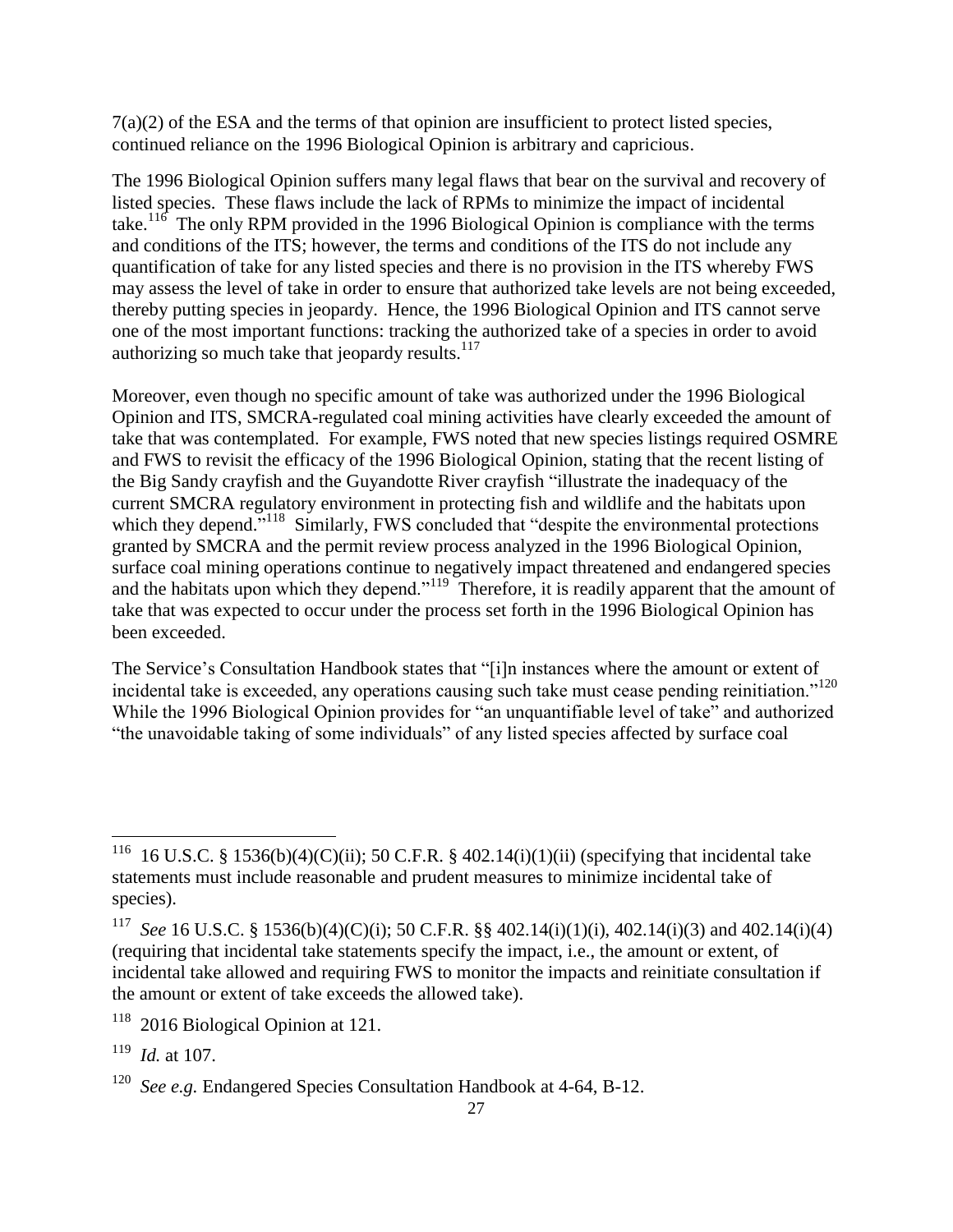7(a)(2) of the ESA and the terms of that opinion are insufficient to protect listed species, continued reliance on the 1996 Biological Opinion is arbitrary and capricious.

The 1996 Biological Opinion suffers many legal flaws that bear on the survival and recovery of listed species. These flaws include the lack of RPMs to minimize the impact of incidental take.[116] The only RPM provided in the 1996 Biological Opinion is compliance with the terms and conditions of the ITS; however, the terms and conditions of the ITS do not include any quantification of take for any listed species and there is no provision in the ITS whereby FWS may assess the level of take in order to ensure that authorized take levels are not being exceeded, thereby putting species in jeopardy. Hence, the 1996 Biological Opinion and ITS cannot serve one of the most important functions: tracking the authorized take of a species in order to avoid authorizing so much take that jeopardy results.[117]

Moreover, even though no specific amount of take was authorized under the 1996 Biological Opinion and ITS, SMCRA-regulated coal mining activities have clearly exceeded the amount of take that was contemplated. For example, FWS noted that new species listings required OSMRE and FWS to revisit the efficacy of the 1996 Biological Opinion, stating that the recent listing of the Big Sandy crayfish and the Guyandotte River crayfish "illustrate the inadequacy of the current SMCRA regulatory environment in protecting fish and wildlife and the habitats upon which they depend."[118] Similarly, FWS concluded that "despite the environmental protections granted by SMCRA and the permit review process analyzed in the 1996 Biological Opinion, surface coal mining operations continue to negatively impact threatened and endangered species and the habitats upon which they depend."[119] Therefore, it is readily apparent that the amount of take that was expected to occur under the process set forth in the 1996 Biological Opinion has been exceeded.

The Service's Consultation Handbook states that "[i]n instances where the amount or extent of incidental take is exceeded, any operations causing such take must cease pending reinitiation."[120] While the 1996 Biological Opinion provides for "an unquantifiable level of take" and authorized "the unavoidable taking of some individuals" of any listed species affected by surface coal

---

[116] 16 U.S.C. § 1536(b)(4)(C)(ii); 50 C.F.R. § 402.14(i)(1)(ii) (specifying that incidental take statements must include reasonable and prudent measures to minimize incidental take of species).

[117] *See* 16 U.S.C. § 1536(b)(4)(C)(i); 50 C.F.R. §§ 402.14(i)(1)(i), 402.14(i)(3) and 402.14(i)(4) (requiring that incidental take statements specify the impact, i.e., the amount or extent, of incidental take allowed and requiring FWS to monitor the impacts and reinitiate consultation if the amount or extent of take exceeds the allowed take).

[118] 2016 Biological Opinion at 121.

[119] *Id.* at 107.

[120] *See e.g.* Endangered Species Consultation Handbook at 4-64, B-12.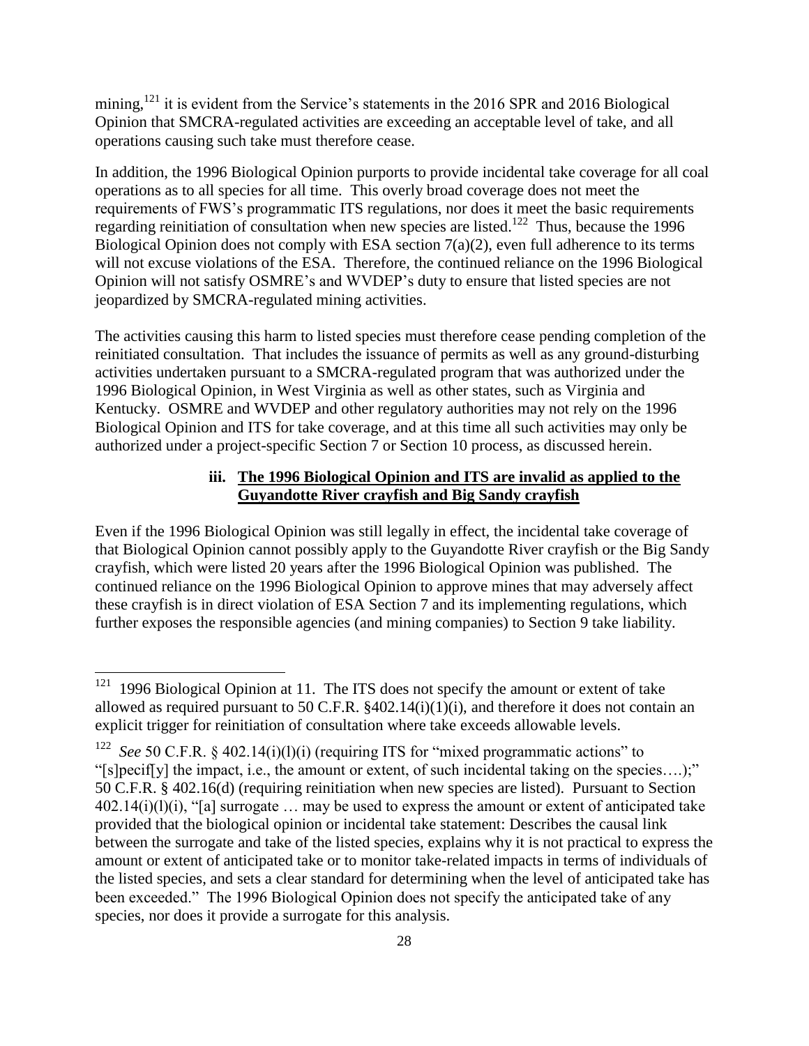mining,[121] it is evident from the Service's statements in the 2016 SPR and 2016 Biological Opinion that SMCRA-regulated activities are exceeding an acceptable level of take, and all operations causing such take must therefore cease.

In addition, the 1996 Biological Opinion purports to provide incidental take coverage for all coal operations as to all species for all time. This overly broad coverage does not meet the requirements of FWS's programmatic ITS regulations, nor does it meet the basic requirements regarding reinitiation of consultation when new species are listed.[122] Thus, because the 1996 Biological Opinion does not comply with ESA section 7(a)(2), even full adherence to its terms will not excuse violations of the ESA. Therefore, the continued reliance on the 1996 Biological Opinion will not satisfy OSMRE's and WVDEP's duty to ensure that listed species are not jeopardized by SMCRA-regulated mining activities.

The activities causing this harm to listed species must therefore cease pending completion of the reinitiated consultation. That includes the issuance of permits as well as any ground-disturbing activities undertaken pursuant to a SMCRA-regulated program that was authorized under the 1996 Biological Opinion, in West Virginia as well as other states, such as Virginia and Kentucky. OSMRE and WVDEP and other regulatory authorities may not rely on the 1996 Biological Opinion and ITS for take coverage, and at this time all such activities may only be authorized under a project-specific Section 7 or Section 10 process, as discussed herein.

#### iii. <u>The 1996 Biological Opinion and ITS are invalid as applied to the Guyandotte River crayfish and Big Sandy crayfish</u>

Even if the 1996 Biological Opinion was still legally in effect, the incidental take coverage of that Biological Opinion cannot possibly apply to the Guyandotte River crayfish or the Big Sandy crayfish, which were listed 20 years after the 1996 Biological Opinion was published. The continued reliance on the 1996 Biological Opinion to approve mines that may adversely affect these crayfish is in direct violation of ESA Section 7 and its implementing regulations, which further exposes the responsible agencies (and mining companies) to Section 9 take liability.

---

[121] 1996 Biological Opinion at 11. The ITS does not specify the amount or extent of take allowed as required pursuant to 50 C.F.R. §402.14(i)(1)(i), and therefore it does not contain an explicit trigger for reinitiation of consultation where take exceeds allowable levels.

[122] *See* 50 C.F.R. § 402.14(i)(l)(i) (requiring ITS for "mixed programmatic actions" to "[s]pecif[y] the impact, i.e., the amount or extent, of such incidental taking on the species….);" 50 C.F.R. § 402.16(d) (requiring reinitiation when new species are listed). Pursuant to Section 402.14(i)(l)(i), "[a] surrogate … may be used to express the amount or extent of anticipated take provided that the biological opinion or incidental take statement: Describes the causal link between the surrogate and take of the listed species, explains why it is not practical to express the amount or extent of anticipated take or to monitor take-related impacts in terms of individuals of the listed species, and sets a clear standard for determining when the level of anticipated take has been exceeded." The 1996 Biological Opinion does not specify the anticipated take of any species, nor does it provide a surrogate for this analysis.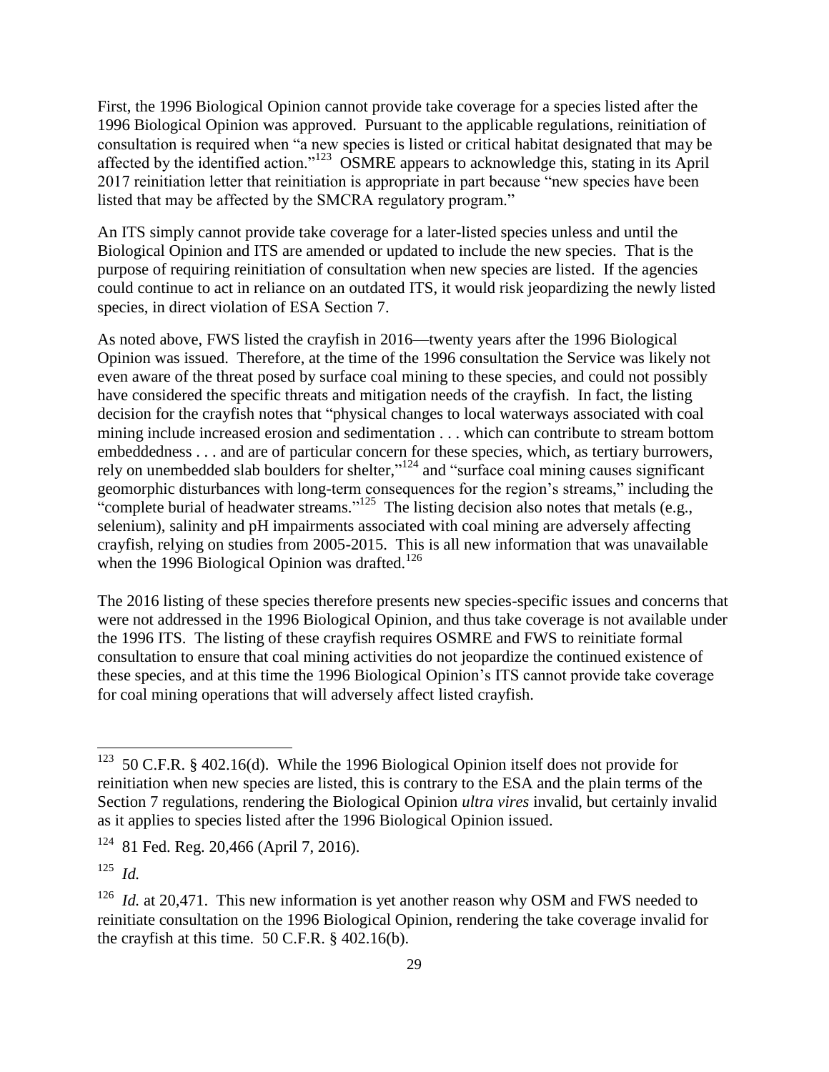First, the 1996 Biological Opinion cannot provide take coverage for a species listed after the 1996 Biological Opinion was approved. Pursuant to the applicable regulations, reinitiation of consultation is required when "a new species is listed or critical habitat designated that may be affected by the identified action."[123] OSMRE appears to acknowledge this, stating in its April 2017 reinitiation letter that reinitiation is appropriate in part because "new species have been listed that may be affected by the SMCRA regulatory program."

An ITS simply cannot provide take coverage for a later-listed species unless and until the Biological Opinion and ITS are amended or updated to include the new species. That is the purpose of requiring reinitiation of consultation when new species are listed. If the agencies could continue to act in reliance on an outdated ITS, it would risk jeopardizing the newly listed species, in direct violation of ESA Section 7.

As noted above, FWS listed the crayfish in 2016—twenty years after the 1996 Biological Opinion was issued. Therefore, at the time of the 1996 consultation the Service was likely not even aware of the threat posed by surface coal mining to these species, and could not possibly have considered the specific threats and mitigation needs of the crayfish. In fact, the listing decision for the crayfish notes that "physical changes to local waterways associated with coal mining include increased erosion and sedimentation . . . which can contribute to stream bottom embeddedness . . . and are of particular concern for these species, which, as tertiary burrowers, rely on unembedded slab boulders for shelter,"[124] and "surface coal mining causes significant geomorphic disturbances with long-term consequences for the region's streams," including the "complete burial of headwater streams."[125] The listing decision also notes that metals (e.g., selenium), salinity and pH impairments associated with coal mining are adversely affecting crayfish, relying on studies from 2005-2015. This is all new information that was unavailable when the 1996 Biological Opinion was drafted.[126]

The 2016 listing of these species therefore presents new species-specific issues and concerns that were not addressed in the 1996 Biological Opinion, and thus take coverage is not available under the 1996 ITS. The listing of these crayfish requires OSMRE and FWS to reinitiate formal consultation to ensure that coal mining activities do not jeopardize the continued existence of these species, and at this time the 1996 Biological Opinion's ITS cannot provide take coverage for coal mining operations that will adversely affect listed crayfish.

---

[123] 50 C.F.R. § 402.16(d). While the 1996 Biological Opinion itself does not provide for reinitiation when new species are listed, this is contrary to the ESA and the plain terms of the Section 7 regulations, rendering the Biological Opinion *ultra vires* invalid, but certainly invalid as it applies to species listed after the 1996 Biological Opinion issued.

[124] 81 Fed. Reg. 20,466 (April 7, 2016).

[125] *Id.*

[126] *Id.* at 20,471. This new information is yet another reason why OSM and FWS needed to reinitiate consultation on the 1996 Biological Opinion, rendering the take coverage invalid for the crayfish at this time. 50 C.F.R. § 402.16(b).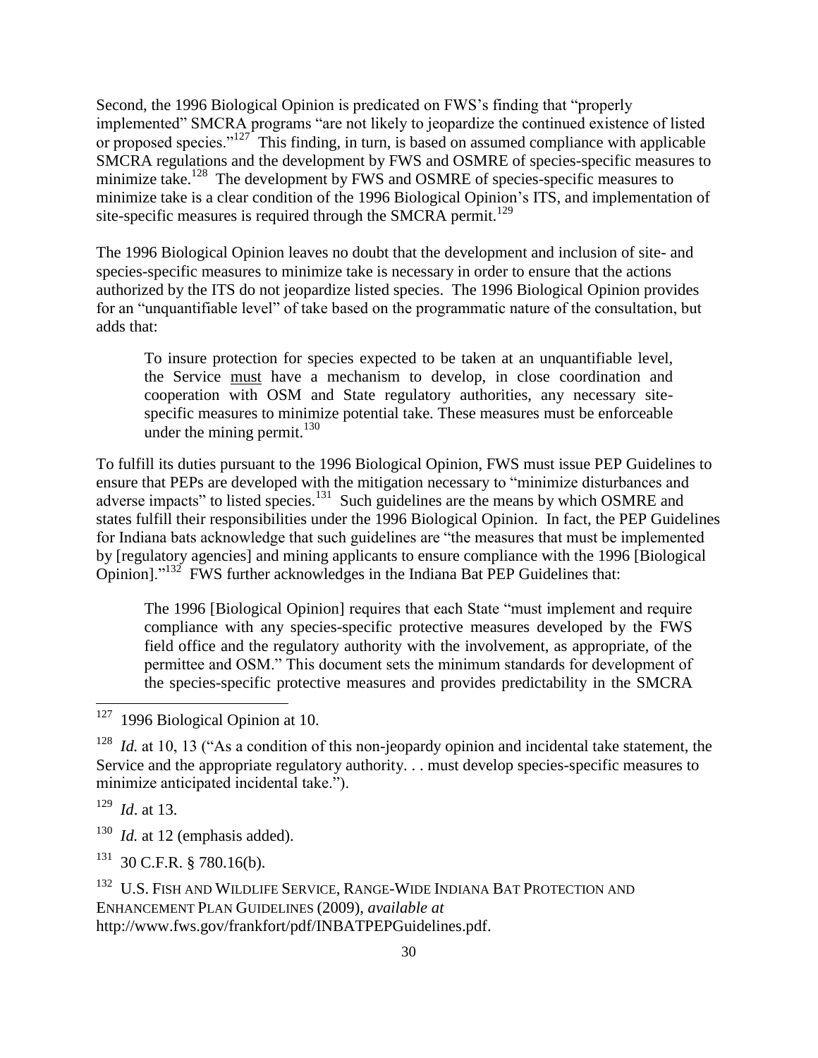Second, the 1996 Biological Opinion is predicated on FWS's finding that "properly implemented" SMCRA programs "are not likely to jeopardize the continued existence of listed or proposed species."[127] This finding, in turn, is based on assumed compliance with applicable SMCRA regulations and the development by FWS and OSMRE of species-specific measures to minimize take.[128] The development by FWS and OSMRE of species-specific measures to minimize take is a clear condition of the 1996 Biological Opinion's ITS, and implementation of site-specific measures is required through the SMCRA permit.[129]

The 1996 Biological Opinion leaves no doubt that the development and inclusion of site- and species-specific measures to minimize take is necessary in order to ensure that the actions authorized by the ITS do not jeopardize listed species. The 1996 Biological Opinion provides for an "unquantifiable level" of take based on the programmatic nature of the consultation, but adds that:

> To insure protection for species expected to be taken at an unquantifiable level, the Service <u>must</u> have a mechanism to develop, in close coordination and cooperation with OSM and State regulatory authorities, any necessary site-specific measures to minimize potential take. These measures must be enforceable under the mining permit.[130]

To fulfill its duties pursuant to the 1996 Biological Opinion, FWS must issue PEP Guidelines to ensure that PEPs are developed with the mitigation necessary to "minimize disturbances and adverse impacts" to listed species.[131] Such guidelines are the means by which OSMRE and states fulfill their responsibilities under the 1996 Biological Opinion. In fact, the PEP Guidelines for Indiana bats acknowledge that such guidelines are "the measures that must be implemented by [regulatory agencies] and mining applicants to ensure compliance with the 1996 [Biological Opinion]."[132] FWS further acknowledges in the Indiana Bat PEP Guidelines that:

> The 1996 [Biological Opinion] requires that each State "must implement and require compliance with any species-specific protective measures developed by the FWS field office and the regulatory authority with the involvement, as appropriate, of the permittee and OSM." This document sets the minimum standards for development of the species-specific protective measures and provides predictability in the SMCRA

---

[127] 1996 Biological Opinion at 10.

[128] *Id.* at 10, 13 ("As a condition of this non-jeopardy opinion and incidental take statement, the Service and the appropriate regulatory authority. . . must develop species-specific measures to minimize anticipated incidental take.").

[129] *Id*. at 13.

[130] *Id.* at 12 (emphasis added).

[131] 30 C.F.R. § 780.16(b).

[132] U.S. FISH AND WILDLIFE SERVICE, RANGE-WIDE INDIANA BAT PROTECTION AND ENHANCEMENT PLAN GUIDELINES (2009), *available at* http://www.fws.gov/frankfort/pdf/INBATPEPGuidelines.pdf.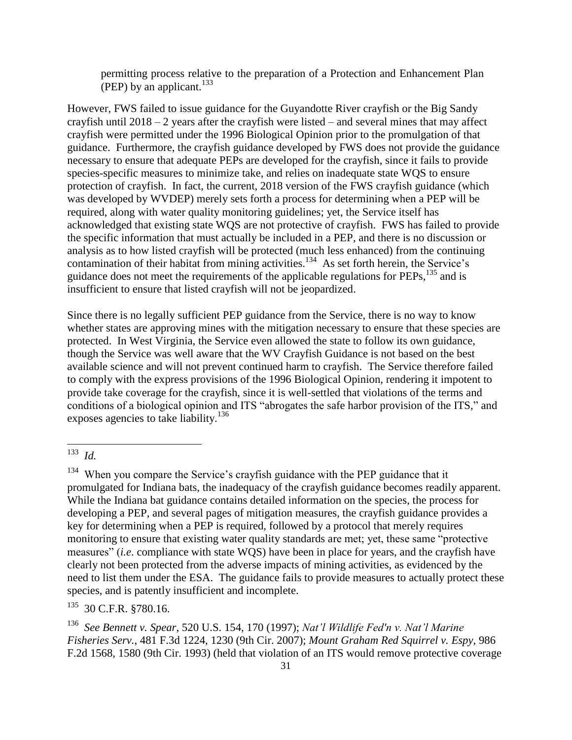> permitting process relative to the preparation of a Protection and Enhancement Plan (PEP) by an applicant.[133]

However, FWS failed to issue guidance for the Guyandotte River crayfish or the Big Sandy crayfish until 2018 – 2 years after the crayfish were listed – and several mines that may affect crayfish were permitted under the 1996 Biological Opinion prior to the promulgation of that guidance. Furthermore, the crayfish guidance developed by FWS does not provide the guidance necessary to ensure that adequate PEPs are developed for the crayfish, since it fails to provide species-specific measures to minimize take, and relies on inadequate state WQS to ensure protection of crayfish. In fact, the current, 2018 version of the FWS crayfish guidance (which was developed by WVDEP) merely sets forth a process for determining when a PEP will be required, along with water quality monitoring guidelines; yet, the Service itself has acknowledged that existing state WQS are not protective of crayfish. FWS has failed to provide the specific information that must actually be included in a PEP, and there is no discussion or analysis as to how listed crayfish will be protected (much less enhanced) from the continuing contamination of their habitat from mining activities.[134] As set forth herein, the Service's guidance does not meet the requirements of the applicable regulations for PEPs,[135] and is insufficient to ensure that listed crayfish will not be jeopardized.

Since there is no legally sufficient PEP guidance from the Service, there is no way to know whether states are approving mines with the mitigation necessary to ensure that these species are protected. In West Virginia, the Service even allowed the state to follow its own guidance, though the Service was well aware that the WV Crayfish Guidance is not based on the best available science and will not prevent continued harm to crayfish. The Service therefore failed to comply with the express provisions of the 1996 Biological Opinion, rendering it impotent to provide take coverage for the crayfish, since it is well-settled that violations of the terms and conditions of a biological opinion and ITS "abrogates the safe harbor provision of the ITS," and exposes agencies to take liability.[136]

---

[133] *Id.*

[134] When you compare the Service's crayfish guidance with the PEP guidance that it promulgated for Indiana bats, the inadequacy of the crayfish guidance becomes readily apparent. While the Indiana bat guidance contains detailed information on the species, the process for developing a PEP, and several pages of mitigation measures, the crayfish guidance provides a key for determining when a PEP is required, followed by a protocol that merely requires monitoring to ensure that existing water quality standards are met; yet, these same "protective measures" (*i.e*. compliance with state WQS) have been in place for years, and the crayfish have clearly not been protected from the adverse impacts of mining activities, as evidenced by the need to list them under the ESA. The guidance fails to provide measures to actually protect these species, and is patently insufficient and incomplete.

[135] 30 C.F.R. §780.16.

[136] *See Bennett v. Spear*, 520 U.S. 154, 170 (1997); *Nat'l Wildlife Fed'n v. Nat'l Marine Fisheries Serv.*, 481 F.3d 1224, 1230 (9th Cir. 2007); *Mount Graham Red Squirrel v. Espy*, 986 F.2d 1568, 1580 (9th Cir. 1993) (held that violation of an ITS would remove protective coverage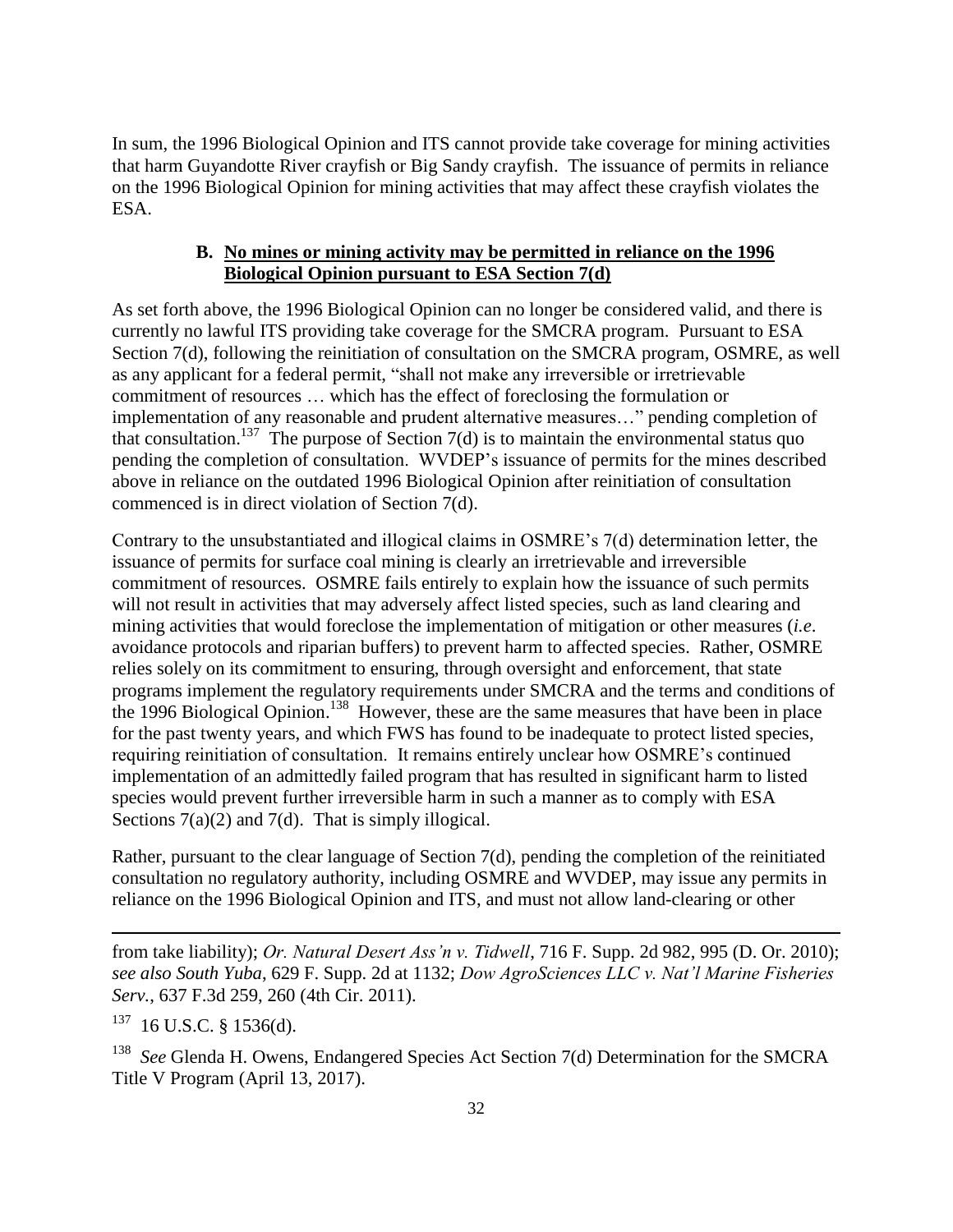In sum, the 1996 Biological Opinion and ITS cannot provide take coverage for mining activities that harm Guyandotte River crayfish or Big Sandy crayfish. The issuance of permits in reliance on the 1996 Biological Opinion for mining activities that may affect these crayfish violates the ESA.

### B. No mines or mining activity may be permitted in reliance on the 1996 Biological Opinion pursuant to ESA Section 7(d)

As set forth above, the 1996 Biological Opinion can no longer be considered valid, and there is currently no lawful ITS providing take coverage for the SMCRA program. Pursuant to ESA Section 7(d), following the reinitiation of consultation on the SMCRA program, OSMRE, as well as any applicant for a federal permit, "shall not make any irreversible or irretrievable commitment of resources … which has the effect of foreclosing the formulation or implementation of any reasonable and prudent alternative measures…" pending completion of that consultation.[137] The purpose of Section 7(d) is to maintain the environmental status quo pending the completion of consultation. WVDEP's issuance of permits for the mines described above in reliance on the outdated 1996 Biological Opinion after reinitiation of consultation commenced is in direct violation of Section 7(d).

Contrary to the unsubstantiated and illogical claims in OSMRE's 7(d) determination letter, the issuance of permits for surface coal mining is clearly an irretrievable and irreversible commitment of resources. OSMRE fails entirely to explain how the issuance of such permits will not result in activities that may adversely affect listed species, such as land clearing and mining activities that would foreclose the implementation of mitigation or other measures (*i.e*. avoidance protocols and riparian buffers) to prevent harm to affected species. Rather, OSMRE relies solely on its commitment to ensuring, through oversight and enforcement, that state programs implement the regulatory requirements under SMCRA and the terms and conditions of the 1996 Biological Opinion.[138] However, these are the same measures that have been in place for the past twenty years, and which FWS has found to be inadequate to protect listed species, requiring reinitiation of consultation. It remains entirely unclear how OSMRE's continued implementation of an admittedly failed program that has resulted in significant harm to listed species would prevent further irreversible harm in such a manner as to comply with ESA Sections 7(a)(2) and 7(d). That is simply illogical.

Rather, pursuant to the clear language of Section 7(d), pending the completion of the reinitiated consultation no regulatory authority, including OSMRE and WVDEP, may issue any permits in reliance on the 1996 Biological Opinion and ITS, and must not allow land-clearing or other

---

from take liability); *Or. Natural Desert Ass'n v. Tidwell*, 716 F. Supp. 2d 982, 995 (D. Or. 2010); *see also South Yuba*, 629 F. Supp. 2d at 1132; *Dow AgroSciences LLC v. Nat'l Marine Fisheries Serv.*, 637 F.3d 259, 260 (4th Cir. 2011).

[137] 16 U.S.C. § 1536(d).

[138] *See* Glenda H. Owens, Endangered Species Act Section 7(d) Determination for the SMCRA Title V Program (April 13, 2017).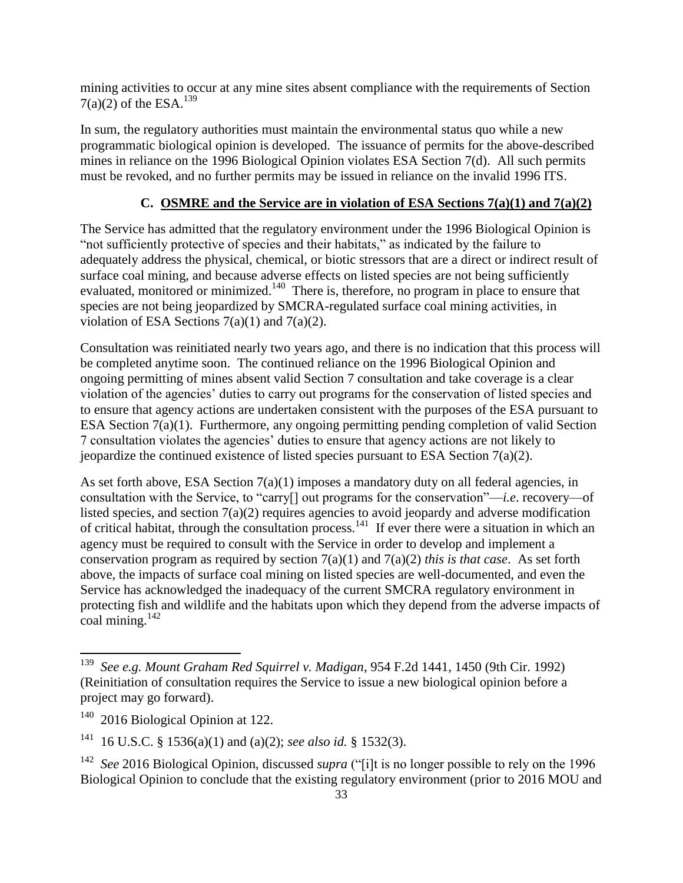mining activities to occur at any mine sites absent compliance with the requirements of Section 7(a)(2) of the ESA.[139]

In sum, the regulatory authorities must maintain the environmental status quo while a new programmatic biological opinion is developed. The issuance of permits for the above-described mines in reliance on the 1996 Biological Opinion violates ESA Section 7(d). All such permits must be revoked, and no further permits may be issued in reliance on the invalid 1996 ITS.

### C. OSMRE and the Service are in violation of ESA Sections 7(a)(1) and 7(a)(2)

The Service has admitted that the regulatory environment under the 1996 Biological Opinion is "not sufficiently protective of species and their habitats," as indicated by the failure to adequately address the physical, chemical, or biotic stressors that are a direct or indirect result of surface coal mining, and because adverse effects on listed species are not being sufficiently evaluated, monitored or minimized.[140] There is, therefore, no program in place to ensure that species are not being jeopardized by SMCRA-regulated surface coal mining activities, in violation of ESA Sections 7(a)(1) and 7(a)(2).

Consultation was reinitiated nearly two years ago, and there is no indication that this process will be completed anytime soon. The continued reliance on the 1996 Biological Opinion and ongoing permitting of mines absent valid Section 7 consultation and take coverage is a clear violation of the agencies' duties to carry out programs for the conservation of listed species and to ensure that agency actions are undertaken consistent with the purposes of the ESA pursuant to ESA Section 7(a)(1). Furthermore, any ongoing permitting pending completion of valid Section 7 consultation violates the agencies' duties to ensure that agency actions are not likely to jeopardize the continued existence of listed species pursuant to ESA Section 7(a)(2).

As set forth above, ESA Section 7(a)(1) imposes a mandatory duty on all federal agencies, in consultation with the Service, to "carry[] out programs for the conservation"—*i.e*. recovery—of listed species, and section 7(a)(2) requires agencies to avoid jeopardy and adverse modification of critical habitat, through the consultation process.[141] If ever there were a situation in which an agency must be required to consult with the Service in order to develop and implement a conservation program as required by section 7(a)(1) and 7(a)(2) *this is that case*. As set forth above, the impacts of surface coal mining on listed species are well-documented, and even the Service has acknowledged the inadequacy of the current SMCRA regulatory environment in protecting fish and wildlife and the habitats upon which they depend from the adverse impacts of coal mining.[142]

---

[139] *See e.g. Mount Graham Red Squirrel v. Madigan*, 954 F.2d 1441, 1450 (9th Cir. 1992) (Reinitiation of consultation requires the Service to issue a new biological opinion before a project may go forward).

[140] 2016 Biological Opinion at 122.

[141] 16 U.S.C. § 1536(a)(1) and (a)(2); *see also id.* § 1532(3).

[142] *See* 2016 Biological Opinion, discussed *supra* ("[i]t is no longer possible to rely on the 1996 Biological Opinion to conclude that the existing regulatory environment (prior to 2016 MOU and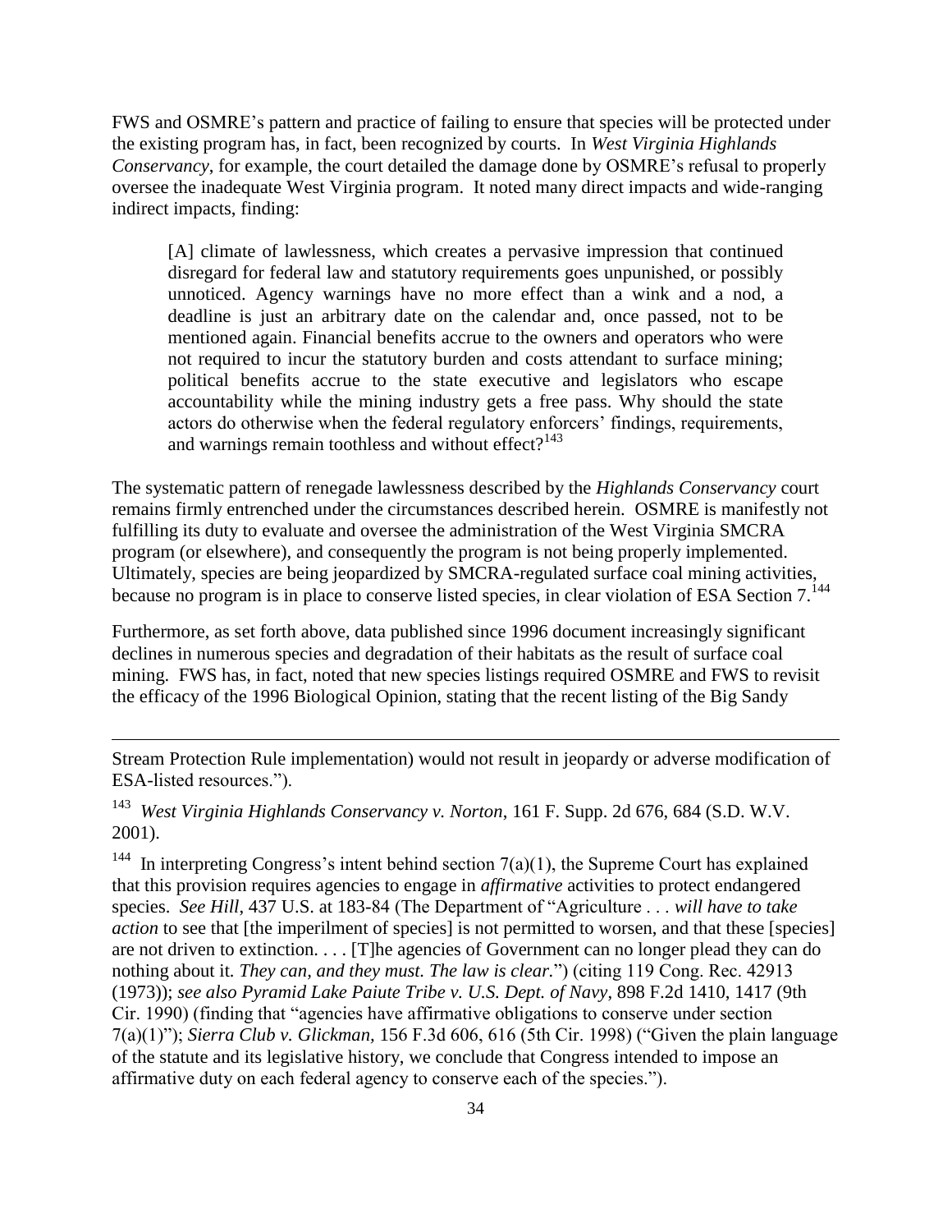FWS and OSMRE's pattern and practice of failing to ensure that species will be protected under the existing program has, in fact, been recognized by courts. In *West Virginia Highlands Conservancy*, for example, the court detailed the damage done by OSMRE's refusal to properly oversee the inadequate West Virginia program. It noted many direct impacts and wide-ranging indirect impacts, finding:

> [A] climate of lawlessness, which creates a pervasive impression that continued disregard for federal law and statutory requirements goes unpunished, or possibly unnoticed. Agency warnings have no more effect than a wink and a nod, a deadline is just an arbitrary date on the calendar and, once passed, not to be mentioned again. Financial benefits accrue to the owners and operators who were not required to incur the statutory burden and costs attendant to surface mining; political benefits accrue to the state executive and legislators who escape accountability while the mining industry gets a free pass. Why should the state actors do otherwise when the federal regulatory enforcers' findings, requirements, and warnings remain toothless and without effect?[143]

The systematic pattern of renegade lawlessness described by the *Highlands Conservancy* court remains firmly entrenched under the circumstances described herein. OSMRE is manifestly not fulfilling its duty to evaluate and oversee the administration of the West Virginia SMCRA program (or elsewhere), and consequently the program is not being properly implemented. Ultimately, species are being jeopardized by SMCRA-regulated surface coal mining activities, because no program is in place to conserve listed species, in clear violation of ESA Section 7.[144]

Furthermore, as set forth above, data published since 1996 document increasingly significant declines in numerous species and degradation of their habitats as the result of surface coal mining. FWS has, in fact, noted that new species listings required OSMRE and FWS to revisit the efficacy of the 1996 Biological Opinion, stating that the recent listing of the Big Sandy

---

Stream Protection Rule implementation) would not result in jeopardy or adverse modification of ESA-listed resources.").

[143] *West Virginia Highlands Conservancy v. Norton*, 161 F. Supp. 2d 676, 684 (S.D. W.V. 2001).

[144] In interpreting Congress's intent behind section 7(a)(1), the Supreme Court has explained that this provision requires agencies to engage in *affirmative* activities to protect endangered species. *See Hill*, 437 U.S. at 183-84 (The Department of "Agriculture . . . *will have to take action* to see that [the imperilment of species] is not permitted to worsen, and that these [species] are not driven to extinction. . . . [T]he agencies of Government can no longer plead they can do nothing about it. *They can, and they must. The law is clear.*") (citing 119 Cong. Rec. 42913 (1973)); *see also Pyramid Lake Paiute Tribe v. U.S. Dept. of Navy*, 898 F.2d 1410, 1417 (9th Cir. 1990) (finding that "agencies have affirmative obligations to conserve under section 7(a)(1)"); *Sierra Club v. Glickman,* 156 F.3d 606, 616 (5th Cir. 1998) ("Given the plain language of the statute and its legislative history, we conclude that Congress intended to impose an affirmative duty on each federal agency to conserve each of the species.").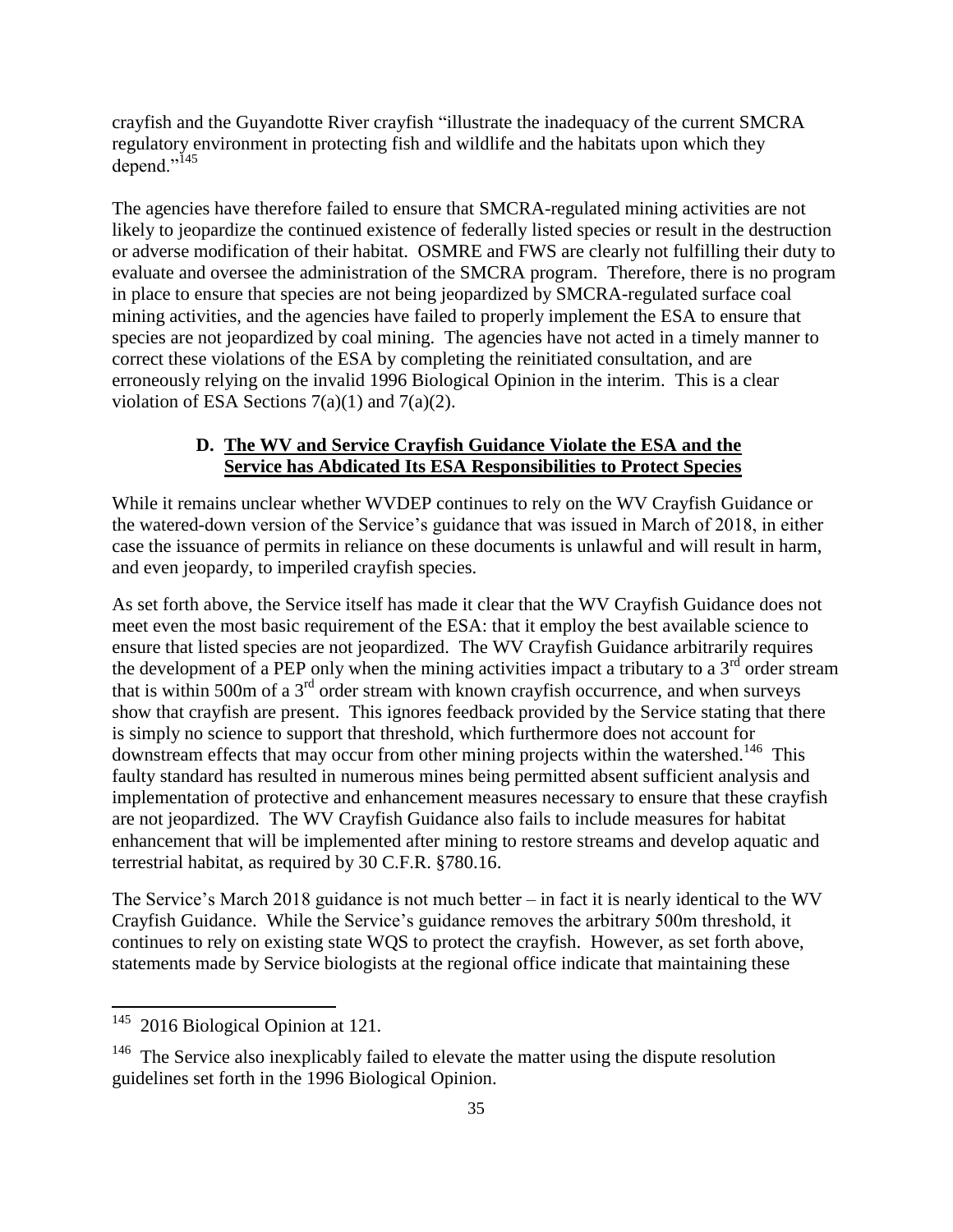crayfish and the Guyandotte River crayfish "illustrate the inadequacy of the current SMCRA regulatory environment in protecting fish and wildlife and the habitats upon which they depend."[145]

The agencies have therefore failed to ensure that SMCRA-regulated mining activities are not likely to jeopardize the continued existence of federally listed species or result in the destruction or adverse modification of their habitat. OSMRE and FWS are clearly not fulfilling their duty to evaluate and oversee the administration of the SMCRA program. Therefore, there is no program in place to ensure that species are not being jeopardized by SMCRA-regulated surface coal mining activities, and the agencies have failed to properly implement the ESA to ensure that species are not jeopardized by coal mining. The agencies have not acted in a timely manner to correct these violations of the ESA by completing the reinitiated consultation, and are erroneously relying on the invalid 1996 Biological Opinion in the interim. This is a clear violation of ESA Sections 7(a)(1) and 7(a)(2).

### D. The WV and Service Crayfish Guidance Violate the ESA and the Service has Abdicated Its ESA Responsibilities to Protect Species

While it remains unclear whether WVDEP continues to rely on the WV Crayfish Guidance or the watered-down version of the Service's guidance that was issued in March of 2018, in either case the issuance of permits in reliance on these documents is unlawful and will result in harm, and even jeopardy, to imperiled crayfish species.

As set forth above, the Service itself has made it clear that the WV Crayfish Guidance does not meet even the most basic requirement of the ESA: that it employ the best available science to ensure that listed species are not jeopardized. The WV Crayfish Guidance arbitrarily requires the development of a PEP only when the mining activities impact a tributary to a 3rd order stream that is within 500m of a 3rd order stream with known crayfish occurrence, and when surveys show that crayfish are present. This ignores feedback provided by the Service stating that there is simply no science to support that threshold, which furthermore does not account for downstream effects that may occur from other mining projects within the watershed.[146] This faulty standard has resulted in numerous mines being permitted absent sufficient analysis and implementation of protective and enhancement measures necessary to ensure that these crayfish are not jeopardized. The WV Crayfish Guidance also fails to include measures for habitat enhancement that will be implemented after mining to restore streams and develop aquatic and terrestrial habitat, as required by 30 C.F.R. §780.16.

The Service's March 2018 guidance is not much better – in fact it is nearly identical to the WV Crayfish Guidance. While the Service's guidance removes the arbitrary 500m threshold, it continues to rely on existing state WQS to protect the crayfish. However, as set forth above, statements made by Service biologists at the regional office indicate that maintaining these

---

[145] 2016 Biological Opinion at 121.

[146] The Service also inexplicably failed to elevate the matter using the dispute resolution guidelines set forth in the 1996 Biological Opinion.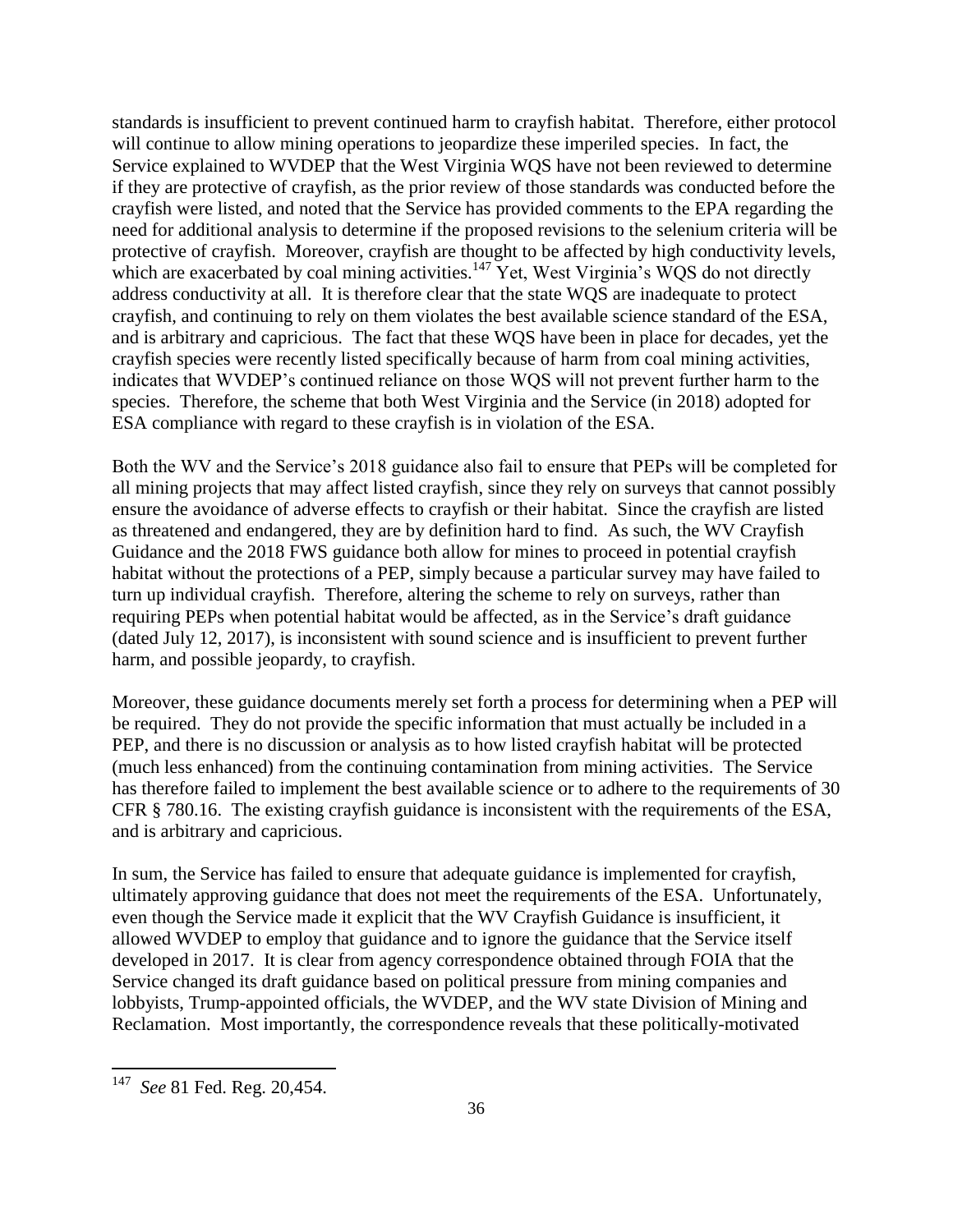standards is insufficient to prevent continued harm to crayfish habitat. Therefore, either protocol will continue to allow mining operations to jeopardize these imperiled species. In fact, the Service explained to WVDEP that the West Virginia WQS have not been reviewed to determine if they are protective of crayfish, as the prior review of those standards was conducted before the crayfish were listed, and noted that the Service has provided comments to the EPA regarding the need for additional analysis to determine if the proposed revisions to the selenium criteria will be protective of crayfish. Moreover, crayfish are thought to be affected by high conductivity levels, which are exacerbated by coal mining activities.[147] Yet, West Virginia's WQS do not directly address conductivity at all. It is therefore clear that the state WQS are inadequate to protect crayfish, and continuing to rely on them violates the best available science standard of the ESA, and is arbitrary and capricious. The fact that these WQS have been in place for decades, yet the crayfish species were recently listed specifically because of harm from coal mining activities, indicates that WVDEP's continued reliance on those WQS will not prevent further harm to the species. Therefore, the scheme that both West Virginia and the Service (in 2018) adopted for ESA compliance with regard to these crayfish is in violation of the ESA.

Both the WV and the Service's 2018 guidance also fail to ensure that PEPs will be completed for all mining projects that may affect listed crayfish, since they rely on surveys that cannot possibly ensure the avoidance of adverse effects to crayfish or their habitat. Since the crayfish are listed as threatened and endangered, they are by definition hard to find. As such, the WV Crayfish Guidance and the 2018 FWS guidance both allow for mines to proceed in potential crayfish habitat without the protections of a PEP, simply because a particular survey may have failed to turn up individual crayfish. Therefore, altering the scheme to rely on surveys, rather than requiring PEPs when potential habitat would be affected, as in the Service's draft guidance (dated July 12, 2017), is inconsistent with sound science and is insufficient to prevent further harm, and possible jeopardy, to crayfish.

Moreover, these guidance documents merely set forth a process for determining when a PEP will be required. They do not provide the specific information that must actually be included in a PEP, and there is no discussion or analysis as to how listed crayfish habitat will be protected (much less enhanced) from the continuing contamination from mining activities. The Service has therefore failed to implement the best available science or to adhere to the requirements of 30 CFR § 780.16. The existing crayfish guidance is inconsistent with the requirements of the ESA, and is arbitrary and capricious.

In sum, the Service has failed to ensure that adequate guidance is implemented for crayfish, ultimately approving guidance that does not meet the requirements of the ESA. Unfortunately, even though the Service made it explicit that the WV Crayfish Guidance is insufficient, it allowed WVDEP to employ that guidance and to ignore the guidance that the Service itself developed in 2017. It is clear from agency correspondence obtained through FOIA that the Service changed its draft guidance based on political pressure from mining companies and lobbyists, Trump-appointed officials, the WVDEP, and the WV state Division of Mining and Reclamation. Most importantly, the correspondence reveals that these politically-motivated

---

[147] *See* 81 Fed. Reg. 20,454.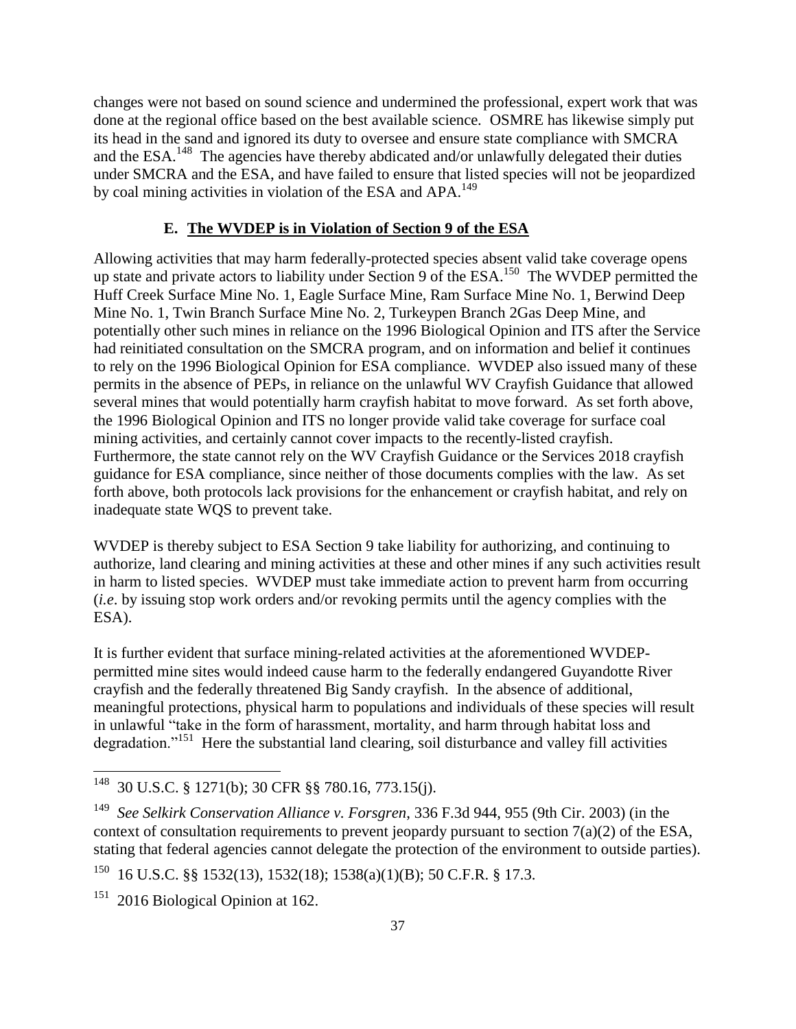changes were not based on sound science and undermined the professional, expert work that was done at the regional office based on the best available science. OSMRE has likewise simply put its head in the sand and ignored its duty to oversee and ensure state compliance with SMCRA and the ESA.[148] The agencies have thereby abdicated and/or unlawfully delegated their duties under SMCRA and the ESA, and have failed to ensure that listed species will not be jeopardized by coal mining activities in violation of the ESA and APA.[149]

### E. <u>The WVDEP is in Violation of Section 9 of the ESA</u>

Allowing activities that may harm federally-protected species absent valid take coverage opens up state and private actors to liability under Section 9 of the ESA.[150] The WVDEP permitted the Huff Creek Surface Mine No. 1, Eagle Surface Mine, Ram Surface Mine No. 1, Berwind Deep Mine No. 1, Twin Branch Surface Mine No. 2, Turkeypen Branch 2Gas Deep Mine, and potentially other such mines in reliance on the 1996 Biological Opinion and ITS after the Service had reinitiated consultation on the SMCRA program, and on information and belief it continues to rely on the 1996 Biological Opinion for ESA compliance. WVDEP also issued many of these permits in the absence of PEPs, in reliance on the unlawful WV Crayfish Guidance that allowed several mines that would potentially harm crayfish habitat to move forward. As set forth above, the 1996 Biological Opinion and ITS no longer provide valid take coverage for surface coal mining activities, and certainly cannot cover impacts to the recently-listed crayfish. Furthermore, the state cannot rely on the WV Crayfish Guidance or the Services 2018 crayfish guidance for ESA compliance, since neither of those documents complies with the law. As set forth above, both protocols lack provisions for the enhancement or crayfish habitat, and rely on inadequate state WQS to prevent take.

WVDEP is thereby subject to ESA Section 9 take liability for authorizing, and continuing to authorize, land clearing and mining activities at these and other mines if any such activities result in harm to listed species. WVDEP must take immediate action to prevent harm from occurring (*i.e*. by issuing stop work orders and/or revoking permits until the agency complies with the ESA).

It is further evident that surface mining-related activities at the aforementioned WVDEP-permitted mine sites would indeed cause harm to the federally endangered Guyandotte River crayfish and the federally threatened Big Sandy crayfish. In the absence of additional, meaningful protections, physical harm to populations and individuals of these species will result in unlawful "take in the form of harassment, mortality, and harm through habitat loss and degradation."[151] Here the substantial land clearing, soil disturbance and valley fill activities

---

[148] 30 U.S.C. § 1271(b); 30 CFR §§ 780.16, 773.15(j).

[149] *See Selkirk Conservation Alliance v. Forsgren*, 336 F.3d 944, 955 (9th Cir. 2003) (in the context of consultation requirements to prevent jeopardy pursuant to section 7(a)(2) of the ESA, stating that federal agencies cannot delegate the protection of the environment to outside parties).

[150] 16 U.S.C. §§ 1532(13), 1532(18); 1538(a)(1)(B); 50 C.F.R. § 17.3.

[151] 2016 Biological Opinion at 162.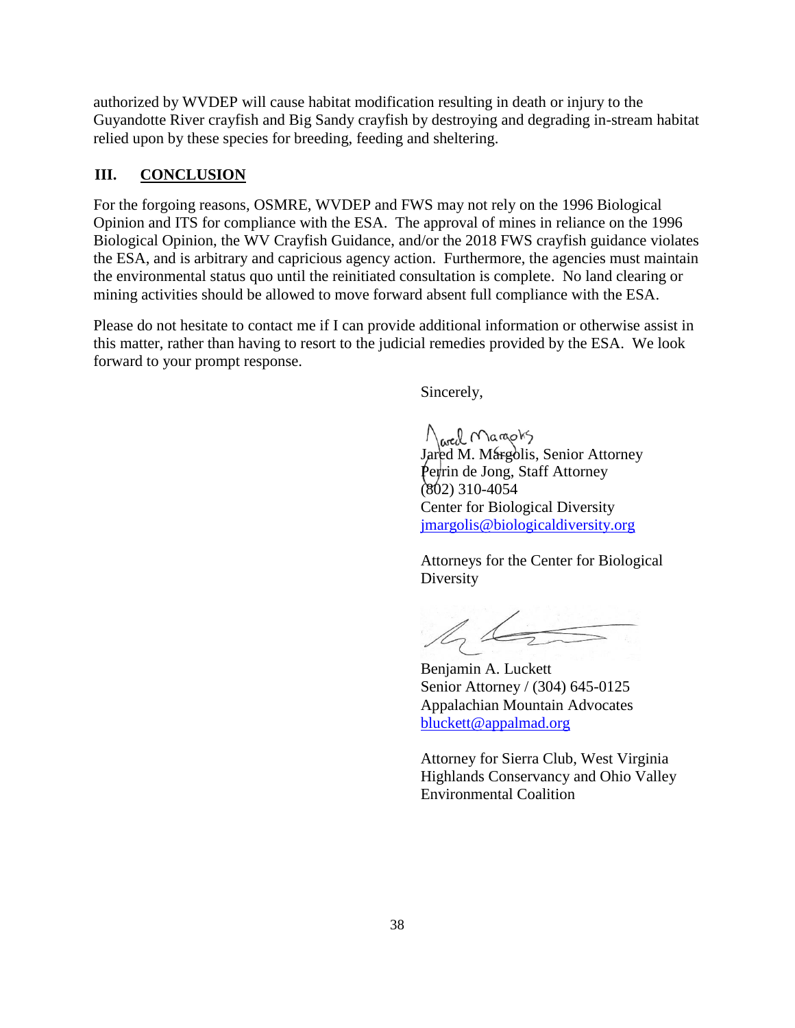authorized by WVDEP will cause habitat modification resulting in death or injury to the Guyandotte River crayfish and Big Sandy crayfish by destroying and degrading in-stream habitat relied upon by these species for breeding, feeding and sheltering.

## III. CONCLUSION

For the forgoing reasons, OSMRE, WVDEP and FWS may not rely on the 1996 Biological Opinion and ITS for compliance with the ESA. The approval of mines in reliance on the 1996 Biological Opinion, the WV Crayfish Guidance, and/or the 2018 FWS crayfish guidance violates the ESA, and is arbitrary and capricious agency action. Furthermore, the agencies must maintain the environmental status quo until the reinitiated consultation is complete. No land clearing or mining activities should be allowed to move forward absent full compliance with the ESA.

Please do not hesitate to contact me if I can provide additional information or otherwise assist in this matter, rather than having to resort to the judicial remedies provided by the ESA. We look forward to your prompt response.

Sincerely,

Jared M. Margolis, Senior Attorney
Perrin de Jong, Staff Attorney
(802) 310-4054
Center for Biological Diversity
jmargolis@biologicaldiversity.org

Attorneys for the Center for Biological Diversity

Benjamin A. Luckett
Senior Attorney / (304) 645-0125
Appalachian Mountain Advocates
bluckett@appalmad.org

Attorney for Sierra Club, West Virginia Highlands Conservancy and Ohio Valley Environmental Coalition